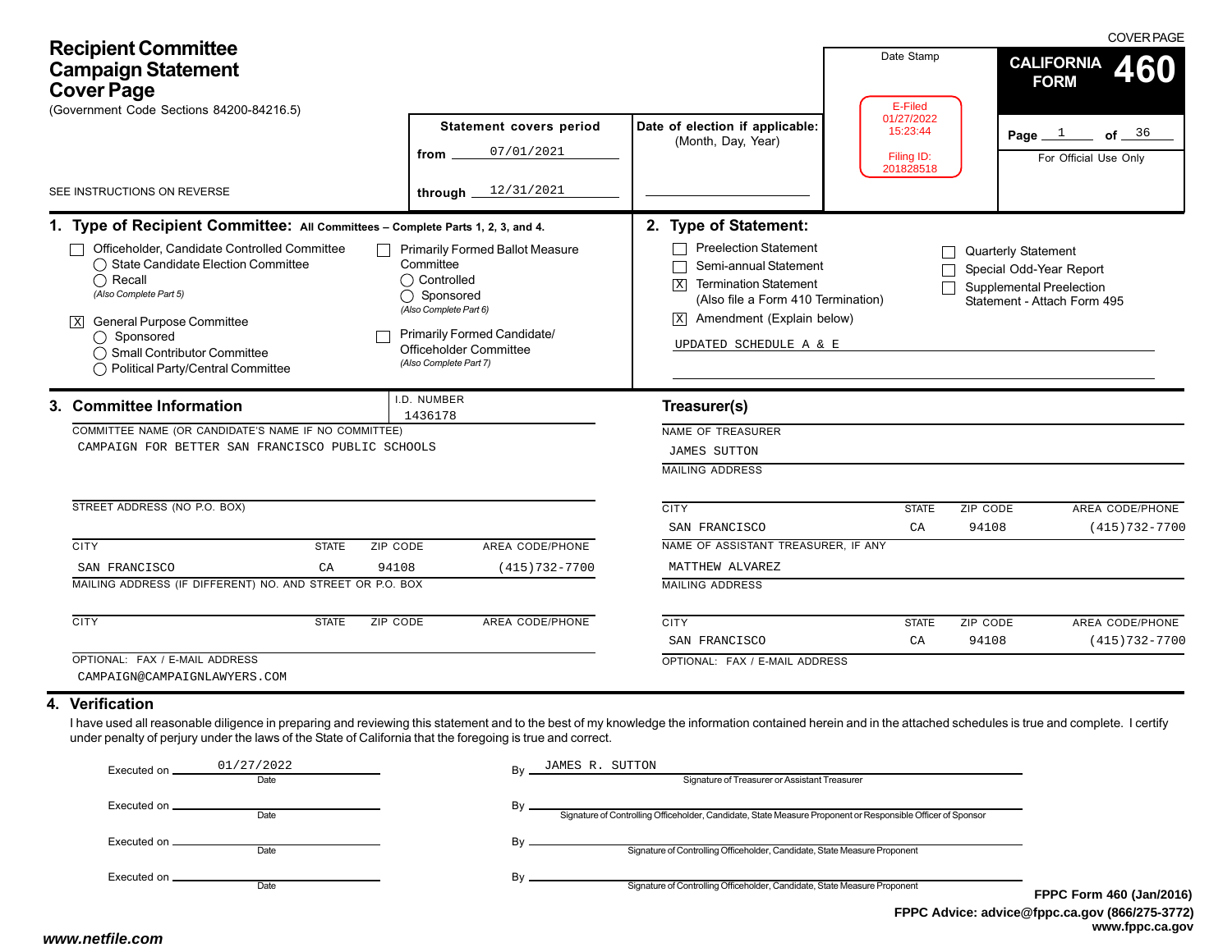COVER PAGE

# Recipient Committee Campaign Statement Cover Page

(Government Code Sections 84200-84216.5)

SEE INSTRUCTIONS ON REVERSE

**CALIFORNIA FORM 460**

Page 1 of 36

For Official Use Only

Date Stamp

E-Filed
01/27/2022
15:23:44

Filing ID:
201828518

**Statement covers period**

from 07/01/2021

through 12/31/2021

**Date of election if applicable:**
(Month, Day, Year)

## 1. Type of Recipient Committee: All Committees – Complete Parts 1, 2, 3, and 4.

- [ ] Officeholder, Candidate Controlled Committee
  - ◯ State Candidate Election Committee
  - ◯ Recall
  - *(Also Complete Part 5)*
- [X] General Purpose Committee
  - ◯ Sponsored
  - ◯ Small Contributor Committee
  - ◯ Political Party/Central Committee
- [ ] Primarily Formed Ballot Measure Committee
  - ◯ Controlled
  - ◯ Sponsored
  - *(Also Complete Part 6)*
- [ ] Primarily Formed Candidate/Officeholder Committee
  - *(Also Complete Part 7)*

## 2. Type of Statement:

- [ ] Preelection Statement
- [ ] Semi-annual Statement
- [X] Termination Statement (Also file a Form 410 Termination)
- [X] Amendment (Explain below)
- [ ] Quarterly Statement
- [ ] Special Odd-Year Report
- [ ] Supplemental Preelection Statement - Attach Form 495

UPDATED SCHEDULE A & E

## 3. Committee Information

I.D. NUMBER: 1436178

COMMITTEE NAME (OR CANDIDATE'S NAME IF NO COMMITTEE): CAMPAIGN FOR BETTER SAN FRANCISCO PUBLIC SCHOOLS

STREET ADDRESS (NO P.O. BOX):

| CITY | STATE | ZIP CODE | AREA CODE/PHONE |
|---|---|---|---|
| SAN FRANCISCO | CA | 94108 | (415)732-7700 |

MAILING ADDRESS (IF DIFFERENT) NO. AND STREET OR P.O. BOX:

| CITY | STATE | ZIP CODE | AREA CODE/PHONE |
|---|---|---|---|
| | | | |

OPTIONAL: FAX / E-MAIL ADDRESS: CAMPAIGN@CAMPAIGNLAWYERS.COM

### Treasurer(s)

NAME OF TREASURER: JAMES SUTTON

MAILING ADDRESS:

| CITY | STATE | ZIP CODE | AREA CODE/PHONE |
|---|---|---|---|
| SAN FRANCISCO | CA | 94108 | (415)732-7700 |

NAME OF ASSISTANT TREASURER, IF ANY: MATTHEW ALVAREZ

MAILING ADDRESS:

| CITY | STATE | ZIP CODE | AREA CODE/PHONE |
|---|---|---|---|
| SAN FRANCISCO | CA | 94108 | (415)732-7700 |

OPTIONAL: FAX / E-MAIL ADDRESS:

## 4. Verification

I have used all reasonable diligence in preparing and reviewing this statement and to the best of my knowledge the information contained herein and in the attached schedules is true and complete. I certify under penalty of perjury under the laws of the State of California that the foregoing is true and correct.

Executed on 01/27/2022 (Date) By JAMES R. SUTTON (Signature of Treasurer or Assistant Treasurer)

Executed on ________ (Date) By ________ (Signature of Controlling Officeholder, Candidate, State Measure Proponent or Responsible Officer of Sponsor)

Executed on ________ (Date) By ________ (Signature of Controlling Officeholder, Candidate, State Measure Proponent)

Executed on ________ (Date) By ________ (Signature of Controlling Officeholder, Candidate, State Measure Proponent)

FPPC Form 460 (Jan/2016)
FPPC Advice: advice@fppc.ca.gov (866/275-3772)
www.fppc.ca.gov

www.netfile.com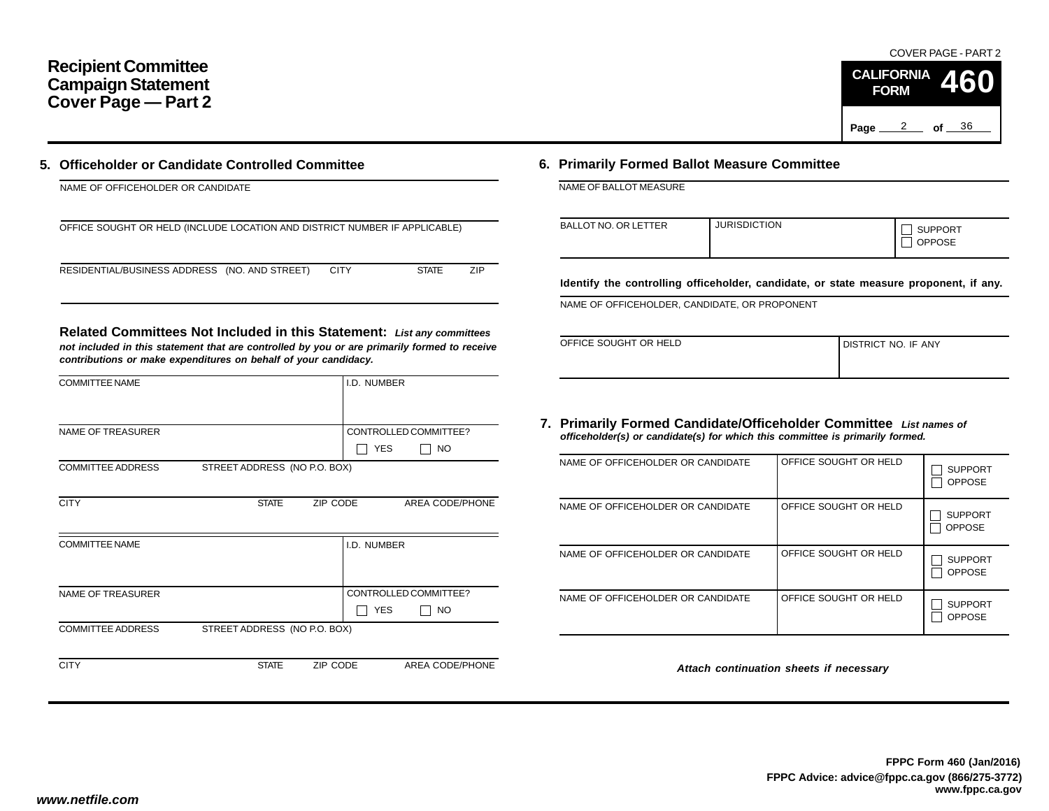COVER PAGE - PART 2

# Recipient Committee Campaign Statement Cover Page — Part 2

**CALIFORNIA FORM 460**

Page 2 of 36

## 5. Officeholder or Candidate Controlled Committee

NAME OF OFFICEHOLDER OR CANDIDATE

OFFICE SOUGHT OR HELD (INCLUDE LOCATION AND DISTRICT NUMBER IF APPLICABLE)

RESIDENTIAL/BUSINESS ADDRESS (NO. AND STREET) CITY STATE ZIP

**Related Committees Not Included in this Statement:** ***List any committees not included in this statement that are controlled by you or are primarily formed to receive contributions or make expenditures on behalf of your candidacy.***

| COMMITTEE NAME | | | I.D. NUMBER |
|---|---|---|---|
| NAME OF TREASURER | | | CONTROLLED COMMITTEE? ☐ YES ☐ NO |
| COMMITTEE ADDRESS | STREET ADDRESS (NO P.O. BOX) | | |
| CITY | STATE | ZIP CODE | AREA CODE/PHONE |

| COMMITTEE NAME | | | I.D. NUMBER |
|---|---|---|---|
| NAME OF TREASURER | | | CONTROLLED COMMITTEE? ☐ YES ☐ NO |
| COMMITTEE ADDRESS | STREET ADDRESS (NO P.O. BOX) | | |
| CITY | STATE | ZIP CODE | AREA CODE/PHONE |

## 6. Primarily Formed Ballot Measure Committee

NAME OF BALLOT MEASURE

| BALLOT NO. OR LETTER | JURISDICTION | ☐ SUPPORT ☐ OPPOSE |
|---|---|---|

**Identify the controlling officeholder, candidate, or state measure proponent, if any.**

NAME OF OFFICEHOLDER, CANDIDATE, OR PROPONENT

| OFFICE SOUGHT OR HELD | DISTRICT NO. IF ANY |
|---|---|

## 7. Primarily Formed Candidate/Officeholder Committee

***List names of officeholder(s) or candidate(s) for which this committee is primarily formed.***

| NAME OF OFFICEHOLDER OR CANDIDATE | OFFICE SOUGHT OR HELD | ☐ SUPPORT ☐ OPPOSE |
|---|---|---|
| NAME OF OFFICEHOLDER OR CANDIDATE | OFFICE SOUGHT OR HELD | ☐ SUPPORT ☐ OPPOSE |
| NAME OF OFFICEHOLDER OR CANDIDATE | OFFICE SOUGHT OR HELD | ☐ SUPPORT ☐ OPPOSE |
| NAME OF OFFICEHOLDER OR CANDIDATE | OFFICE SOUGHT OR HELD | ☐ SUPPORT ☐ OPPOSE |

***Attach continuation sheets if necessary***

**FPPC Form 460 (Jan/2016)**
**FPPC Advice: advice@fppc.ca.gov (866/275-3772)**
**www.fppc.ca.gov**

***www.netfile.com***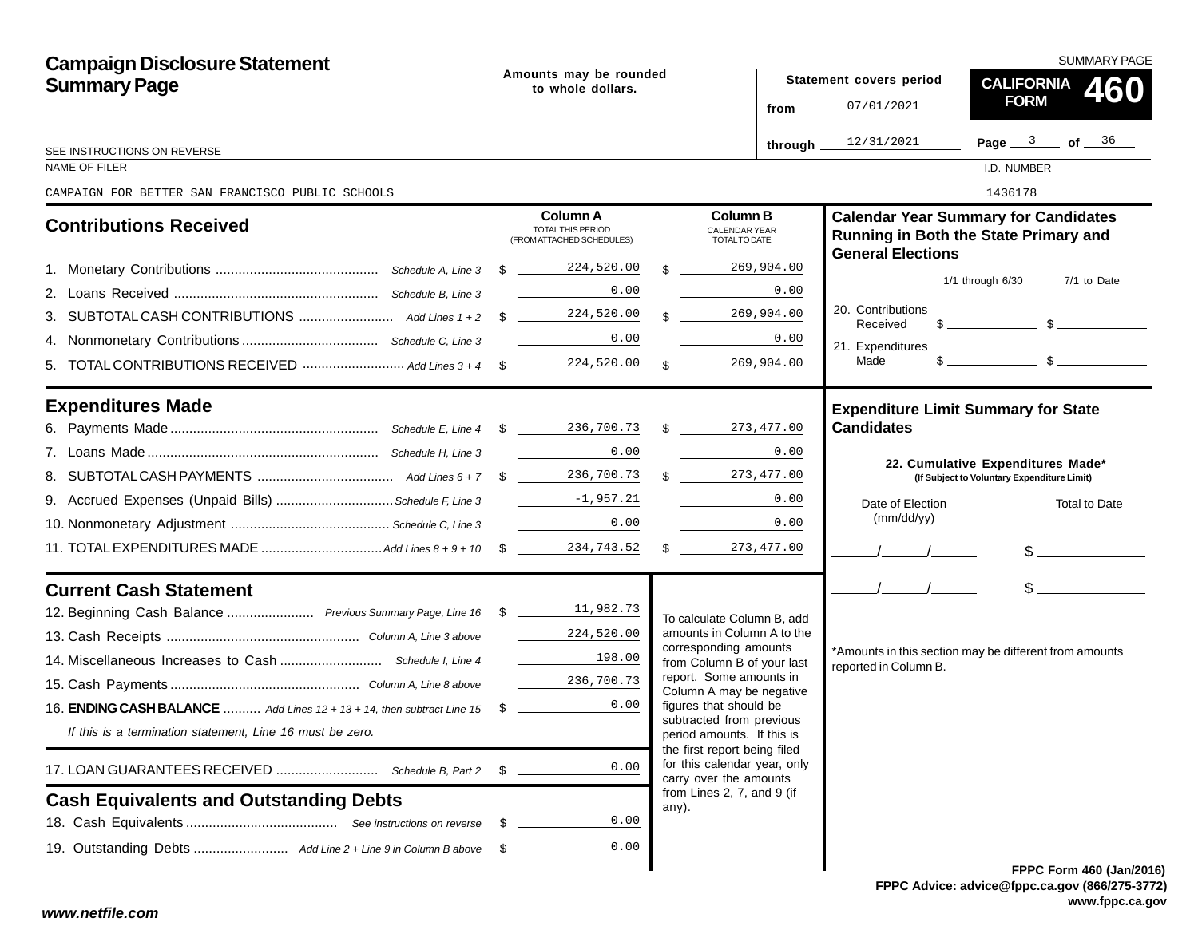# Campaign Disclosure Statement Summary Page

SUMMARY PAGE

**CALIFORNIA FORM 460**

Amounts may be rounded to whole dollars.

Statement covers period
from 07/01/2021
through 12/31/2021

SEE INSTRUCTIONS ON REVERSE

NAME OF FILER: CAMPAIGN FOR BETTER SAN FRANCISCO PUBLIC SCHOOLS

I.D. NUMBER: 1436178

## Contributions Received

| | | Column A TOTAL THIS PERIOD (FROM ATTACHED SCHEDULES) | Column B CALENDAR YEAR TOTAL TO DATE |
|---|---|---|---|
| 1. Monetary Contributions | Schedule A, Line 3 | $ 224,520.00 | $ 269,904.00 |
| 2. Loans Received | Schedule B, Line 3 | 0.00 | 0.00 |
| 3. SUBTOTAL CASH CONTRIBUTIONS | Add Lines 1 + 2 | $ 224,520.00 | $ 269,904.00 |
| 4. Nonmonetary Contributions | Schedule C, Line 3 | 0.00 | 0.00 |
| 5. TOTAL CONTRIBUTIONS RECEIVED | Add Lines 3 + 4 | $ 224,520.00 | $ 269,904.00 |

## Expenditures Made

| | | Column A | Column B |
|---|---|---|---|
| 6. Payments Made | Schedule E, Line 4 | $ 236,700.73 | $ 273,477.00 |
| 7. Loans Made | Schedule H, Line 3 | 0.00 | 0.00 |
| 8. SUBTOTAL CASH PAYMENTS | Add Lines 6 + 7 | $ 236,700.73 | $ 273,477.00 |
| 9. Accrued Expenses (Unpaid Bills) | Schedule F, Line 3 | -1,957.21 | 0.00 |
| 10. Nonmonetary Adjustment | Schedule C, Line 3 | 0.00 | 0.00 |
| 11. TOTAL EXPENDITURES MADE | Add Lines 8 + 9 + 10 | $ 234,743.52 | $ 273,477.00 |

## Current Cash Statement

| | | |
|---|---|---|
| 12. Beginning Cash Balance | Previous Summary Page, Line 16 | $ 11,982.73 |
| 13. Cash Receipts | Column A, Line 3 above | 224,520.00 |
| 14. Miscellaneous Increases to Cash | Schedule I, Line 4 | 198.00 |
| 15. Cash Payments | Column A, Line 8 above | 236,700.73 |
| 16. **ENDING CASH BALANCE** | Add Lines 12 + 13 + 14, then subtract Line 15 | $ 0.00 |

*If this is a termination statement, Line 16 must be zero.*

| | | |
|---|---|---|
| 17. LOAN GUARANTEES RECEIVED | Schedule B, Part 2 | $ 0.00 |

To calculate Column B, add amounts in Column A to the corresponding amounts from Column B of your last report. Some amounts in Column A may be negative figures that should be subtracted from previous period amounts. If this is the first report being filed for this calendar year, only carry over the amounts from Lines 2, 7, and 9 (if any).

## Cash Equivalents and Outstanding Debts

| | | |
|---|---|---|
| 18. Cash Equivalents | See instructions on reverse | $ 0.00 |
| 19. Outstanding Debts | Add Line 2 + Line 9 in Column B above | $ 0.00 |

## Calendar Year Summary for Candidates Running in Both the State Primary and General Elections

| | 1/1 through 6/30 | 7/1 to Date |
|---|---|---|
| 20. Contributions Received | $ | $ |
| 21. Expenditures Made | $ | $ |

## Expenditure Limit Summary for State Candidates

**22. Cumulative Expenditures Made*** (If Subject to Voluntary Expenditure Limit)

| Date of Election (mm/dd/yy) | Total to Date |
|---|---|
| / / | $ |
| / / | $ |

*Amounts in this section may be different from amounts reported in Column B.

FPPC Form 460 (Jan/2016)
FPPC Advice: advice@fppc.ca.gov (866/275-3772)
www.fppc.ca.gov

www.netfile.com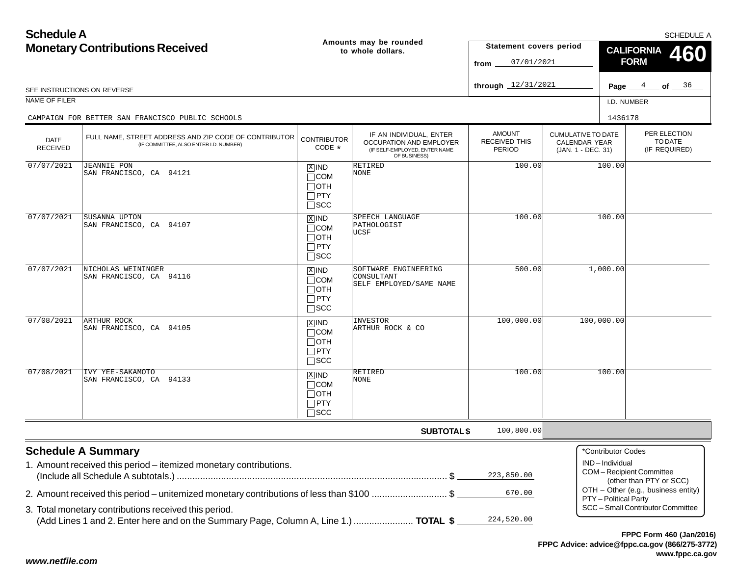# Schedule A
## Monetary Contributions Received

Amounts may be rounded to whole dollars.

SCHEDULE A

**CALIFORNIA FORM 460**

Statement covers period
from 07/01/2021
through 12/31/2021

SEE INSTRUCTIONS ON REVERSE

NAME OF FILER: CAMPAIGN FOR BETTER SAN FRANCISCO PUBLIC SCHOOLS

I.D. NUMBER: 1436178

| DATE RECEIVED | FULL NAME, STREET ADDRESS AND ZIP CODE OF CONTRIBUTOR (IF COMMITTEE, ALSO ENTER I.D. NUMBER) | CONTRIBUTOR CODE * | IF AN INDIVIDUAL, ENTER OCCUPATION AND EMPLOYER (IF SELF-EMPLOYED, ENTER NAME OF BUSINESS) | AMOUNT RECEIVED THIS PERIOD | CUMULATIVE TO DATE CALENDAR YEAR (JAN. 1 - DEC. 31) | PER ELECTION TO DATE (IF REQUIRED) |
|---|---|---|---|---|---|---|
| 07/07/2021 | JEANNIE PON<br>SAN FRANCISCO, CA 94121 | [X] IND [ ] COM [ ] OTH [ ] PTY [ ] SCC | RETIRED<br>NONE | 100.00 | 100.00 | |
| 07/07/2021 | SUSANNA UPTON<br>SAN FRANCISCO, CA 94107 | [X] IND [ ] COM [ ] OTH [ ] PTY [ ] SCC | SPEECH LANGUAGE PATHOLOGIST<br>UCSF | 100.00 | 100.00 | |
| 07/07/2021 | NICHOLAS WEININGER<br>SAN FRANCISCO, CA 94116 | [X] IND [ ] COM [ ] OTH [ ] PTY [ ] SCC | SOFTWARE ENGINEERING CONSULTANT<br>SELF EMPLOYED/SAME NAME | 500.00 | 1,000.00 | |
| 07/08/2021 | ARTHUR ROCK<br>SAN FRANCISCO, CA 94105 | [X] IND [ ] COM [ ] OTH [ ] PTY [ ] SCC | INVESTOR<br>ARTHUR ROCK & CO | 100,000.00 | 100,000.00 | |
| 07/08/2021 | IVY YEE-SAKAMOTO<br>SAN FRANCISCO, CA 94133 | [X] IND [ ] COM [ ] OTH [ ] PTY [ ] SCC | RETIRED<br>NONE | 100.00 | 100.00 | |
| | | | **SUBTOTAL $** | 100,800.00 | | |

## Schedule A Summary

1. Amount received this period – itemized monetary contributions. (Include all Schedule A subtotals.) ........ $ 223,850.00
2. Amount received this period – unitemized monetary contributions of less than $100 ........ $ 670.00
3. Total monetary contributions received this period. (Add Lines 1 and 2. Enter here and on the Summary Page, Column A, Line 1.) ........ **TOTAL $** 224,520.00

*Contributor Codes
- IND – Individual
- COM – Recipient Committee (other than PTY or SCC)
- OTH – Other (e.g., business entity)
- PTY – Political Party
- SCC – Small Contributor Committee

**FPPC Form 460 (Jan/2016)**
**FPPC Advice: advice@fppc.ca.gov (866/275-3772)**
**www.fppc.ca.gov**

*www.netfile.com*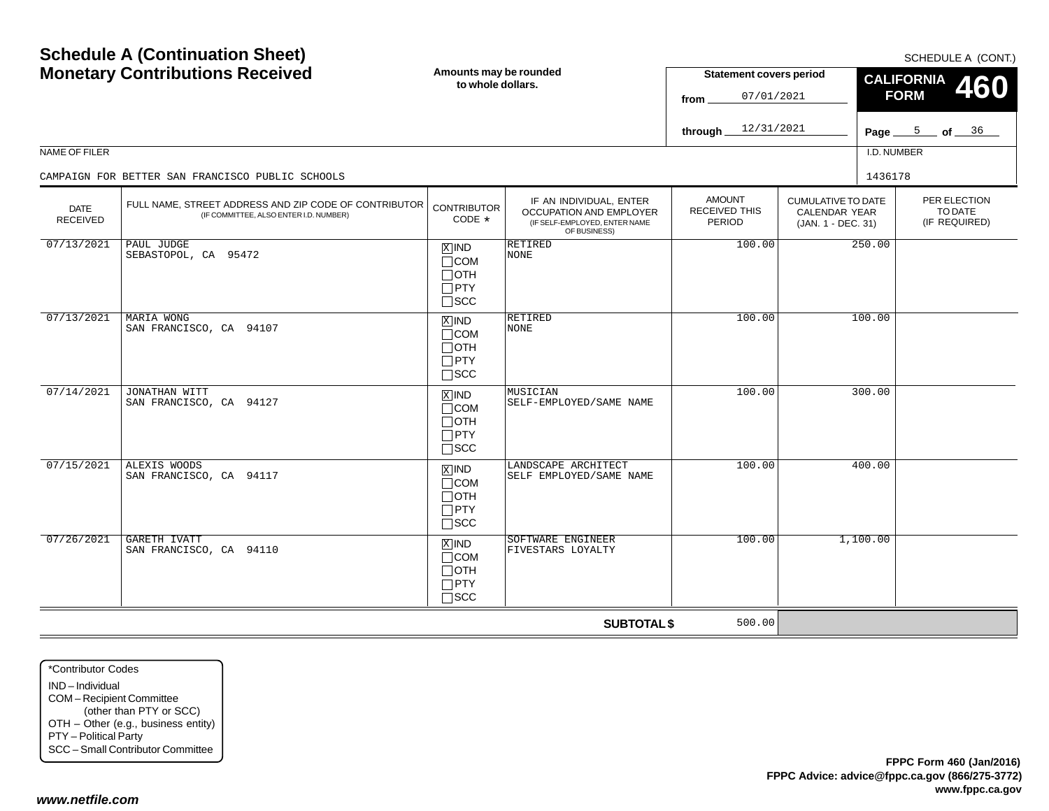# Schedule A (Continuation Sheet)
# Monetary Contributions Received

SCHEDULE A (CONT.)

**Amounts may be rounded to whole dollars.**

**Statement covers period**
from 07/01/2021
through 12/31/2021

**CALIFORNIA FORM 460**

Page 5 of 36

NAME OF FILER
CAMPAIGN FOR BETTER SAN FRANCISCO PUBLIC SCHOOLS

I.D. NUMBER
1436178

| DATE RECEIVED | FULL NAME, STREET ADDRESS AND ZIP CODE OF CONTRIBUTOR (IF COMMITTEE, ALSO ENTER I.D. NUMBER) | CONTRIBUTOR CODE * | IF AN INDIVIDUAL, ENTER OCCUPATION AND EMPLOYER (IF SELF-EMPLOYED, ENTER NAME OF BUSINESS) | AMOUNT RECEIVED THIS PERIOD | CUMULATIVE TO DATE CALENDAR YEAR (JAN. 1 - DEC. 31) | PER ELECTION TO DATE (IF REQUIRED) |
|---|---|---|---|---|---|---|
| 07/13/2021 | PAUL JUDGE<br>SEBASTOPOL, CA 95472 | [X] IND<br>[ ] COM<br>[ ] OTH<br>[ ] PTY<br>[ ] SCC | RETIRED<br>NONE | 100.00 | 250.00 | |
| 07/13/2021 | MARIA WONG<br>SAN FRANCISCO, CA 94107 | [X] IND<br>[ ] COM<br>[ ] OTH<br>[ ] PTY<br>[ ] SCC | RETIRED<br>NONE | 100.00 | 100.00 | |
| 07/14/2021 | JONATHAN WITT<br>SAN FRANCISCO, CA 94127 | [X] IND<br>[ ] COM<br>[ ] OTH<br>[ ] PTY<br>[ ] SCC | MUSICIAN<br>SELF-EMPLOYED/SAME NAME | 100.00 | 300.00 | |
| 07/15/2021 | ALEXIS WOODS<br>SAN FRANCISCO, CA 94117 | [X] IND<br>[ ] COM<br>[ ] OTH<br>[ ] PTY<br>[ ] SCC | LANDSCAPE ARCHITECT<br>SELF EMPLOYED/SAME NAME | 100.00 | 400.00 | |
| 07/26/2021 | GARETH IVATT<br>SAN FRANCISCO, CA 94110 | [X] IND<br>[ ] COM<br>[ ] OTH<br>[ ] PTY<br>[ ] SCC | SOFTWARE ENGINEER<br>FIVESTARS LOYALTY | 100.00 | 1,100.00 | |
| | | | **SUBTOTAL $** | 500.00 | | |

*Contributor Codes
IND – Individual
COM – Recipient Committee (other than PTY or SCC)
OTH – Other (e.g., business entity)
PTY – Political Party
SCC – Small Contributor Committee

**FPPC Form 460 (Jan/2016)**
**FPPC Advice: advice@fppc.ca.gov (866/275-3772)**
**www.fppc.ca.gov**

*www.netfile.com*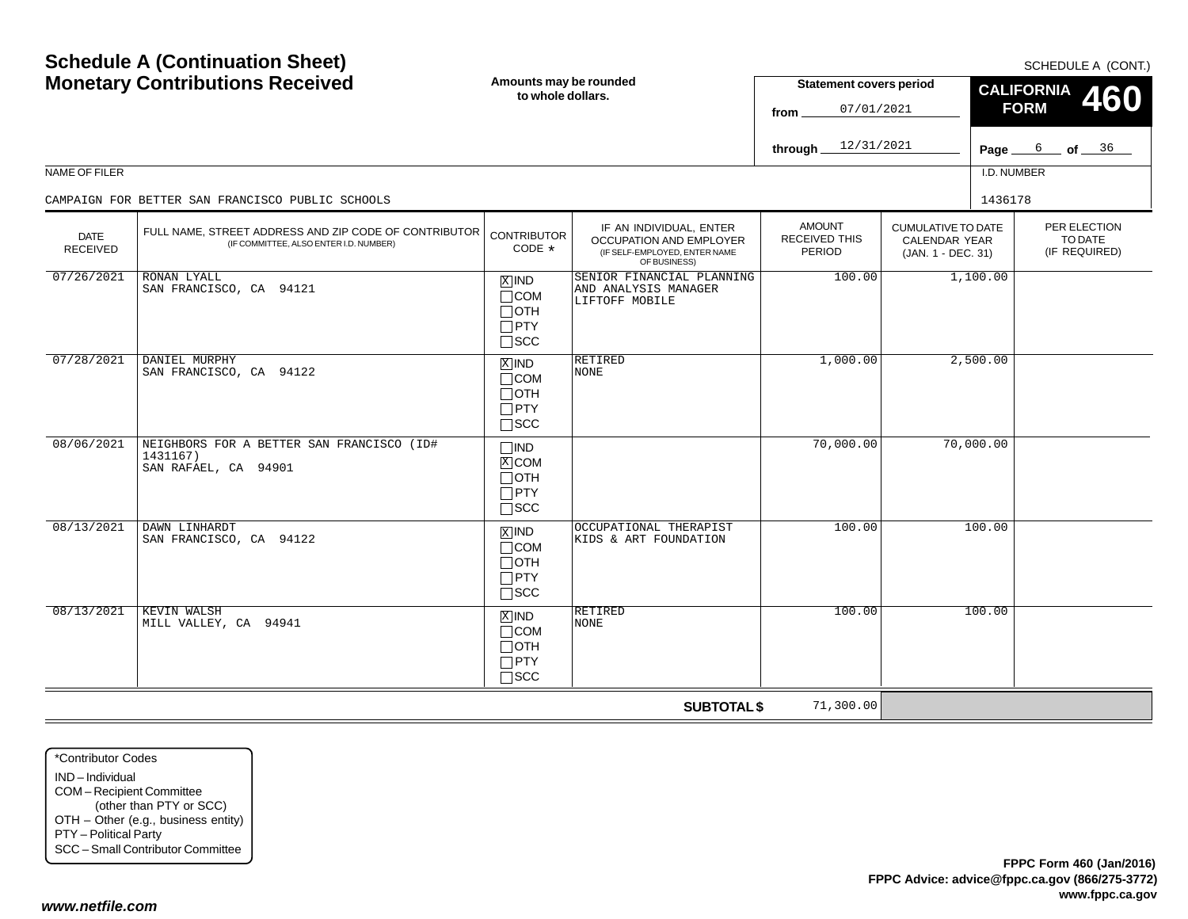# Schedule A (Continuation Sheet)
## Monetary Contributions Received

SCHEDULE A (CONT.)

**Amounts may be rounded to whole dollars.**

**Statement covers period**
from 07/01/2021
through 12/31/2021

**CALIFORNIA FORM 460**

Page 6 of 36

NAME OF FILER: CAMPAIGN FOR BETTER SAN FRANCISCO PUBLIC SCHOOLS

I.D. NUMBER: 1436178

| DATE RECEIVED | FULL NAME, STREET ADDRESS AND ZIP CODE OF CONTRIBUTOR (IF COMMITTEE, ALSO ENTER I.D. NUMBER) | CONTRIBUTOR CODE * | IF AN INDIVIDUAL, ENTER OCCUPATION AND EMPLOYER (IF SELF-EMPLOYED, ENTER NAME OF BUSINESS) | AMOUNT RECEIVED THIS PERIOD | CUMULATIVE TO DATE CALENDAR YEAR (JAN. 1 - DEC. 31) | PER ELECTION TO DATE (IF REQUIRED) |
|---|---|---|---|---|---|---|
| 07/26/2021 | RONAN LYALL<br>SAN FRANCISCO, CA 94121 | [X] IND<br>[ ] COM<br>[ ] OTH<br>[ ] PTY<br>[ ] SCC | SENIOR FINANCIAL PLANNING AND ANALYSIS MANAGER<br>LIFTOFF MOBILE | 100.00 | 1,100.00 | |
| 07/28/2021 | DANIEL MURPHY<br>SAN FRANCISCO, CA 94122 | [X] IND<br>[ ] COM<br>[ ] OTH<br>[ ] PTY<br>[ ] SCC | RETIRED<br>NONE | 1,000.00 | 2,500.00 | |
| 08/06/2021 | NEIGHBORS FOR A BETTER SAN FRANCISCO (ID# 1431167)<br>SAN RAFAEL, CA 94901 | [ ] IND<br>[X] COM<br>[ ] OTH<br>[ ] PTY<br>[ ] SCC | | 70,000.00 | 70,000.00 | |
| 08/13/2021 | DAWN LINHARDT<br>SAN FRANCISCO, CA 94122 | [X] IND<br>[ ] COM<br>[ ] OTH<br>[ ] PTY<br>[ ] SCC | OCCUPATIONAL THERAPIST<br>KIDS & ART FOUNDATION | 100.00 | 100.00 | |
| 08/13/2021 | KEVIN WALSH<br>MILL VALLEY, CA 94941 | [X] IND<br>[ ] COM<br>[ ] OTH<br>[ ] PTY<br>[ ] SCC | RETIRED<br>NONE | 100.00 | 100.00 | |
| | | | **SUBTOTAL $** | 71,300.00 | | |

*Contributor Codes
- IND – Individual
- COM – Recipient Committee (other than PTY or SCC)
- OTH – Other (e.g., business entity)
- PTY – Political Party
- SCC – Small Contributor Committee

**FPPC Form 460 (Jan/2016)**
**FPPC Advice: advice@fppc.ca.gov (866/275-3772)**
**www.fppc.ca.gov**

***www.netfile.com***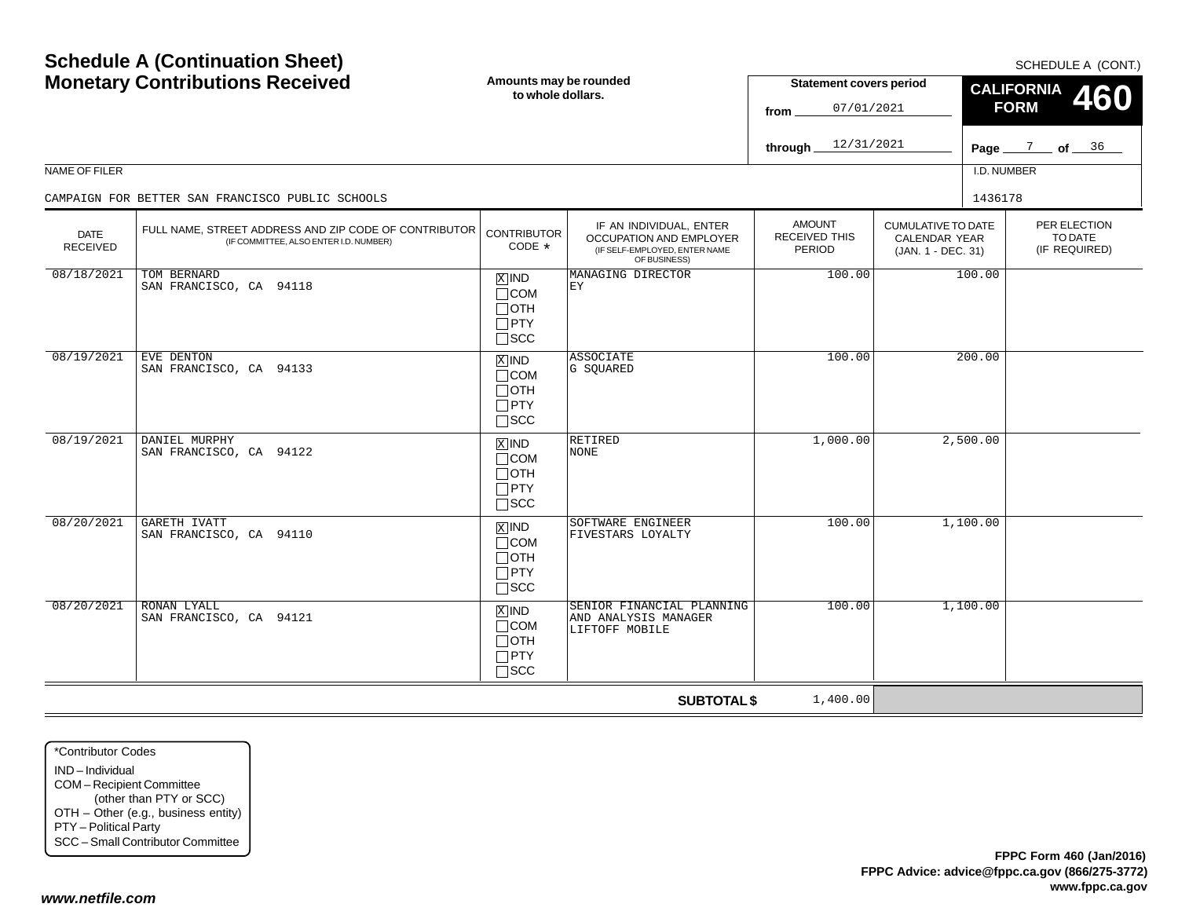# Schedule A (Continuation Sheet)
# Monetary Contributions Received

SCHEDULE A (CONT.)

**Amounts may be rounded to whole dollars.**

**Statement covers period**
from 07/01/2021
through 12/31/2021

**CALIFORNIA FORM 460**

NAME OF FILER: CAMPAIGN FOR BETTER SAN FRANCISCO PUBLIC SCHOOLS

I.D. NUMBER: 1436178

| DATE RECEIVED | FULL NAME, STREET ADDRESS AND ZIP CODE OF CONTRIBUTOR (IF COMMITTEE, ALSO ENTER I.D. NUMBER) | CONTRIBUTOR CODE * | IF AN INDIVIDUAL, ENTER OCCUPATION AND EMPLOYER (IF SELF-EMPLOYED, ENTER NAME OF BUSINESS) | AMOUNT RECEIVED THIS PERIOD | CUMULATIVE TO DATE CALENDAR YEAR (JAN. 1 - DEC. 31) | PER ELECTION TO DATE (IF REQUIRED) |
|---|---|---|---|---|---|---|
| 08/18/2021 | TOM BERNARD<br>SAN FRANCISCO, CA 94118 | [X] IND [ ] COM [ ] OTH [ ] PTY [ ] SCC | MANAGING DIRECTOR<br>EY | 100.00 | 100.00 | |
| 08/19/2021 | EVE DENTON<br>SAN FRANCISCO, CA 94133 | [X] IND [ ] COM [ ] OTH [ ] PTY [ ] SCC | ASSOCIATE<br>G SQUARED | 100.00 | 200.00 | |
| 08/19/2021 | DANIEL MURPHY<br>SAN FRANCISCO, CA 94122 | [X] IND [ ] COM [ ] OTH [ ] PTY [ ] SCC | RETIRED<br>NONE | 1,000.00 | 2,500.00 | |
| 08/20/2021 | GARETH IVATT<br>SAN FRANCISCO, CA 94110 | [X] IND [ ] COM [ ] OTH [ ] PTY [ ] SCC | SOFTWARE ENGINEER<br>FIVESTARS LOYALTY | 100.00 | 1,100.00 | |
| 08/20/2021 | RONAN LYALL<br>SAN FRANCISCO, CA 94121 | [X] IND [ ] COM [ ] OTH [ ] PTY [ ] SCC | SENIOR FINANCIAL PLANNING AND ANALYSIS MANAGER<br>LIFTOFF MOBILE | 100.00 | 1,100.00 | |
| | | | **SUBTOTAL $** | 1,400.00 | | |

*Contributor Codes
- IND – Individual
- COM – Recipient Committee (other than PTY or SCC)
- OTH – Other (e.g., business entity)
- PTY – Political Party
- SCC – Small Contributor Committee

**FPPC Form 460 (Jan/2016)**
**FPPC Advice: advice@fppc.ca.gov (866/275-3772)**
**www.fppc.ca.gov**

***www.netfile.com***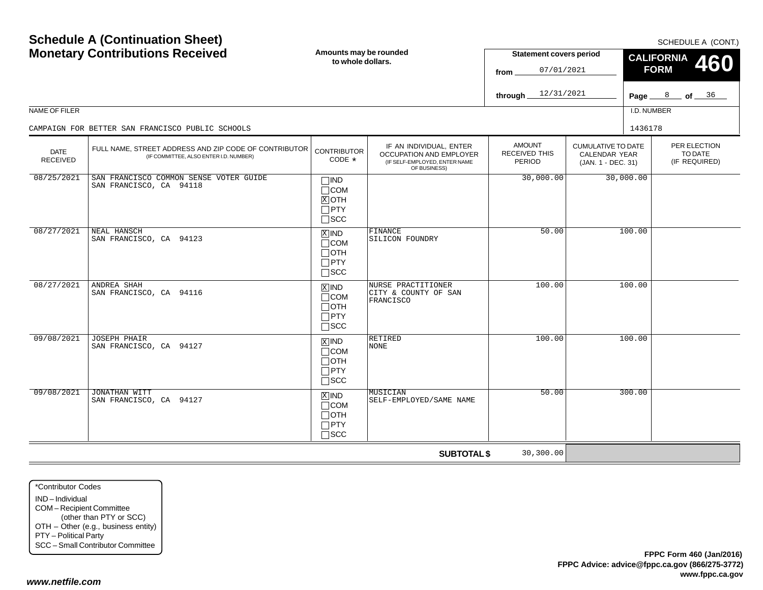# Schedule A (Continuation Sheet)
## Monetary Contributions Received

SCHEDULE A (CONT.)

**Amounts may be rounded to whole dollars.**

**Statement covers period**
from 07/01/2021
through 12/31/2021

**CALIFORNIA FORM 460**

Page 8 of 36

NAME OF FILER: CAMPAIGN FOR BETTER SAN FRANCISCO PUBLIC SCHOOLS

I.D. NUMBER: 1436178

| DATE RECEIVED | FULL NAME, STREET ADDRESS AND ZIP CODE OF CONTRIBUTOR (IF COMMITTEE, ALSO ENTER I.D. NUMBER) | CONTRIBUTOR CODE * | IF AN INDIVIDUAL, ENTER OCCUPATION AND EMPLOYER (IF SELF-EMPLOYED, ENTER NAME OF BUSINESS) | AMOUNT RECEIVED THIS PERIOD | CUMULATIVE TO DATE CALENDAR YEAR (JAN. 1 - DEC. 31) | PER ELECTION TO DATE (IF REQUIRED) |
|---|---|---|---|---|---|---|
| 08/25/2021 | SAN FRANCISCO COMMON SENSE VOTER GUIDE<br>SAN FRANCISCO, CA 94118 | ☐IND ☐COM ☒OTH ☐PTY ☐SCC | | 30,000.00 | 30,000.00 | |
| 08/27/2021 | NEAL HANSCH<br>SAN FRANCISCO, CA 94123 | ☒IND ☐COM ☐OTH ☐PTY ☐SCC | FINANCE<br>SILICON FOUNDRY | 50.00 | 100.00 | |
| 08/27/2021 | ANDREA SHAH<br>SAN FRANCISCO, CA 94116 | ☒IND ☐COM ☐OTH ☐PTY ☐SCC | NURSE PRACTITIONER<br>CITY & COUNTY OF SAN FRANCISCO | 100.00 | 100.00 | |
| 09/08/2021 | JOSEPH PHAIR<br>SAN FRANCISCO, CA 94127 | ☒IND ☐COM ☐OTH ☐PTY ☐SCC | RETIRED<br>NONE | 100.00 | 100.00 | |
| 09/08/2021 | JONATHAN WITT<br>SAN FRANCISCO, CA 94127 | ☒IND ☐COM ☐OTH ☐PTY ☐SCC | MUSICIAN<br>SELF-EMPLOYED/SAME NAME | 50.00 | 300.00 | |
| | | | **SUBTOTAL $** | 30,300.00 | | |

*Contributor Codes
- IND – Individual
- COM – Recipient Committee (other than PTY or SCC)
- OTH – Other (e.g., business entity)
- PTY – Political Party
- SCC – Small Contributor Committee

**FPPC Form 460 (Jan/2016)**
**FPPC Advice: advice@fppc.ca.gov (866/275-3772)**
**www.fppc.ca.gov**

***www.netfile.com***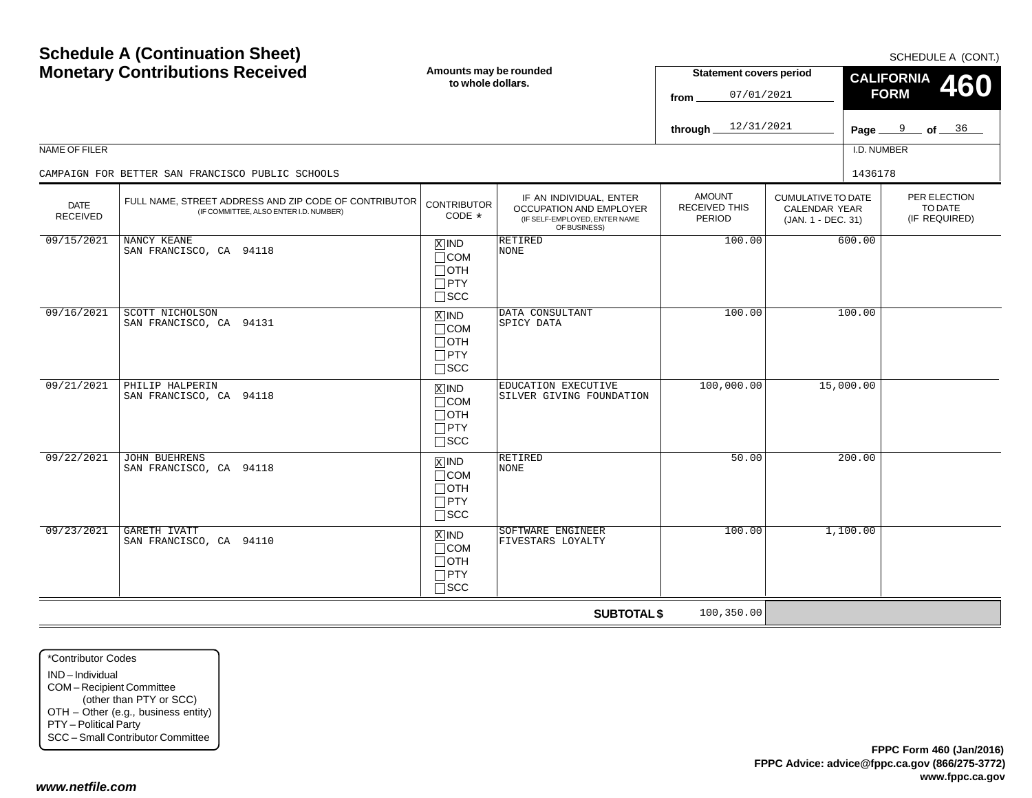# Schedule A (Continuation Sheet)
# Monetary Contributions Received

SCHEDULE A (CONT.)

**Amounts may be rounded to whole dollars.**

**Statement covers period**
from 07/01/2021
through 12/31/2021

**CALIFORNIA FORM 460**

Page 9 of 36

NAME OF FILER: CAMPAIGN FOR BETTER SAN FRANCISCO PUBLIC SCHOOLS

I.D. NUMBER: 1436178

| DATE RECEIVED | FULL NAME, STREET ADDRESS AND ZIP CODE OF CONTRIBUTOR (IF COMMITTEE, ALSO ENTER I.D. NUMBER) | CONTRIBUTOR CODE * | IF AN INDIVIDUAL, ENTER OCCUPATION AND EMPLOYER (IF SELF-EMPLOYED, ENTER NAME OF BUSINESS) | AMOUNT RECEIVED THIS PERIOD | CUMULATIVE TO DATE CALENDAR YEAR (JAN. 1 - DEC. 31) | PER ELECTION TO DATE (IF REQUIRED) |
|---|---|---|---|---|---|---|
| 09/15/2021 | NANCY KEANE<br>SAN FRANCISCO, CA 94118 | [X] IND<br>[ ] COM<br>[ ] OTH<br>[ ] PTY<br>[ ] SCC | RETIRED<br>NONE | 100.00 | 600.00 | |
| 09/16/2021 | SCOTT NICHOLSON<br>SAN FRANCISCO, CA 94131 | [X] IND<br>[ ] COM<br>[ ] OTH<br>[ ] PTY<br>[ ] SCC | DATA CONSULTANT<br>SPICY DATA | 100.00 | 100.00 | |
| 09/21/2021 | PHILIP HALPERIN<br>SAN FRANCISCO, CA 94118 | [X] IND<br>[ ] COM<br>[ ] OTH<br>[ ] PTY<br>[ ] SCC | EDUCATION EXECUTIVE<br>SILVER GIVING FOUNDATION | 100,000.00 | 15,000.00 | |
| 09/22/2021 | JOHN BUEHRENS<br>SAN FRANCISCO, CA 94118 | [X] IND<br>[ ] COM<br>[ ] OTH<br>[ ] PTY<br>[ ] SCC | RETIRED<br>NONE | 50.00 | 200.00 | |
| 09/23/2021 | GARETH IVATT<br>SAN FRANCISCO, CA 94110 | [X] IND<br>[ ] COM<br>[ ] OTH<br>[ ] PTY<br>[ ] SCC | SOFTWARE ENGINEER<br>FIVESTARS LOYALTY | 100.00 | 1,100.00 | |
| | | | **SUBTOTAL $** | 100,350.00 | | |

*Contributor Codes
- IND – Individual
- COM – Recipient Committee (other than PTY or SCC)
- OTH – Other (e.g., business entity)
- PTY – Political Party
- SCC – Small Contributor Committee

**FPPC Form 460 (Jan/2016)**
**FPPC Advice: advice@fppc.ca.gov (866/275-3772)**
**www.fppc.ca.gov**

***www.netfile.com***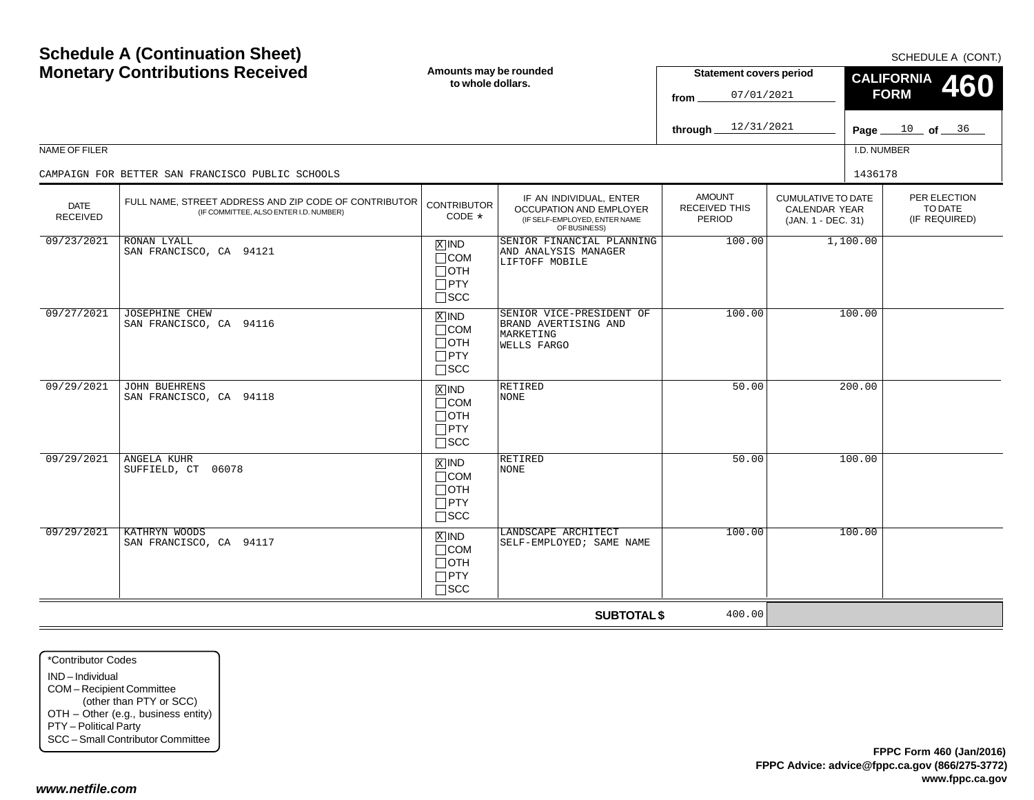# Schedule A (Continuation Sheet)
# Monetary Contributions Received

SCHEDULE A (CONT.)

**Amounts may be rounded to whole dollars.**

**Statement covers period**

from 07/01/2021

through 12/31/2021

**CALIFORNIA FORM 460**

NAME OF FILER: CAMPAIGN FOR BETTER SAN FRANCISCO PUBLIC SCHOOLS

I.D. NUMBER: 1436178

| DATE RECEIVED | FULL NAME, STREET ADDRESS AND ZIP CODE OF CONTRIBUTOR (IF COMMITTEE, ALSO ENTER I.D. NUMBER) | CONTRIBUTOR CODE * | IF AN INDIVIDUAL, ENTER OCCUPATION AND EMPLOYER (IF SELF-EMPLOYED, ENTER NAME OF BUSINESS) | AMOUNT RECEIVED THIS PERIOD | CUMULATIVE TO DATE CALENDAR YEAR (JAN. 1 - DEC. 31) | PER ELECTION TO DATE (IF REQUIRED) |
|---|---|---|---|---|---|---|
| 09/23/2021 | RONAN LYALL<br>SAN FRANCISCO, CA 94121 | [X] IND [ ] COM [ ] OTH [ ] PTY [ ] SCC | SENIOR FINANCIAL PLANNING AND ANALYSIS MANAGER<br>LIFTOFF MOBILE | 100.00 | 1,100.00 | |
| 09/27/2021 | JOSEPHINE CHEW<br>SAN FRANCISCO, CA 94116 | [X] IND [ ] COM [ ] OTH [ ] PTY [ ] SCC | SENIOR VICE-PRESIDENT OF BRAND AVERTISING AND MARKETING<br>WELLS FARGO | 100.00 | 100.00 | |
| 09/29/2021 | JOHN BUEHRENS<br>SAN FRANCISCO, CA 94118 | [X] IND [ ] COM [ ] OTH [ ] PTY [ ] SCC | RETIRED<br>NONE | 50.00 | 200.00 | |
| 09/29/2021 | ANGELA KUHR<br>SUFFIELD, CT 06078 | [X] IND [ ] COM [ ] OTH [ ] PTY [ ] SCC | RETIRED<br>NONE | 50.00 | 100.00 | |
| 09/29/2021 | KATHRYN WOODS<br>SAN FRANCISCO, CA 94117 | [X] IND [ ] COM [ ] OTH [ ] PTY [ ] SCC | LANDSCAPE ARCHITECT<br>SELF-EMPLOYED; SAME NAME | 100.00 | 100.00 | |
| | | | **SUBTOTAL $** | 400.00 | | |

*Contributor Codes
- IND – Individual
- COM – Recipient Committee (other than PTY or SCC)
- OTH – Other (e.g., business entity)
- PTY – Political Party
- SCC – Small Contributor Committee

**FPPC Form 460 (Jan/2016)**
**FPPC Advice: advice@fppc.ca.gov (866/275-3772)**
**www.fppc.ca.gov**

***www.netfile.com***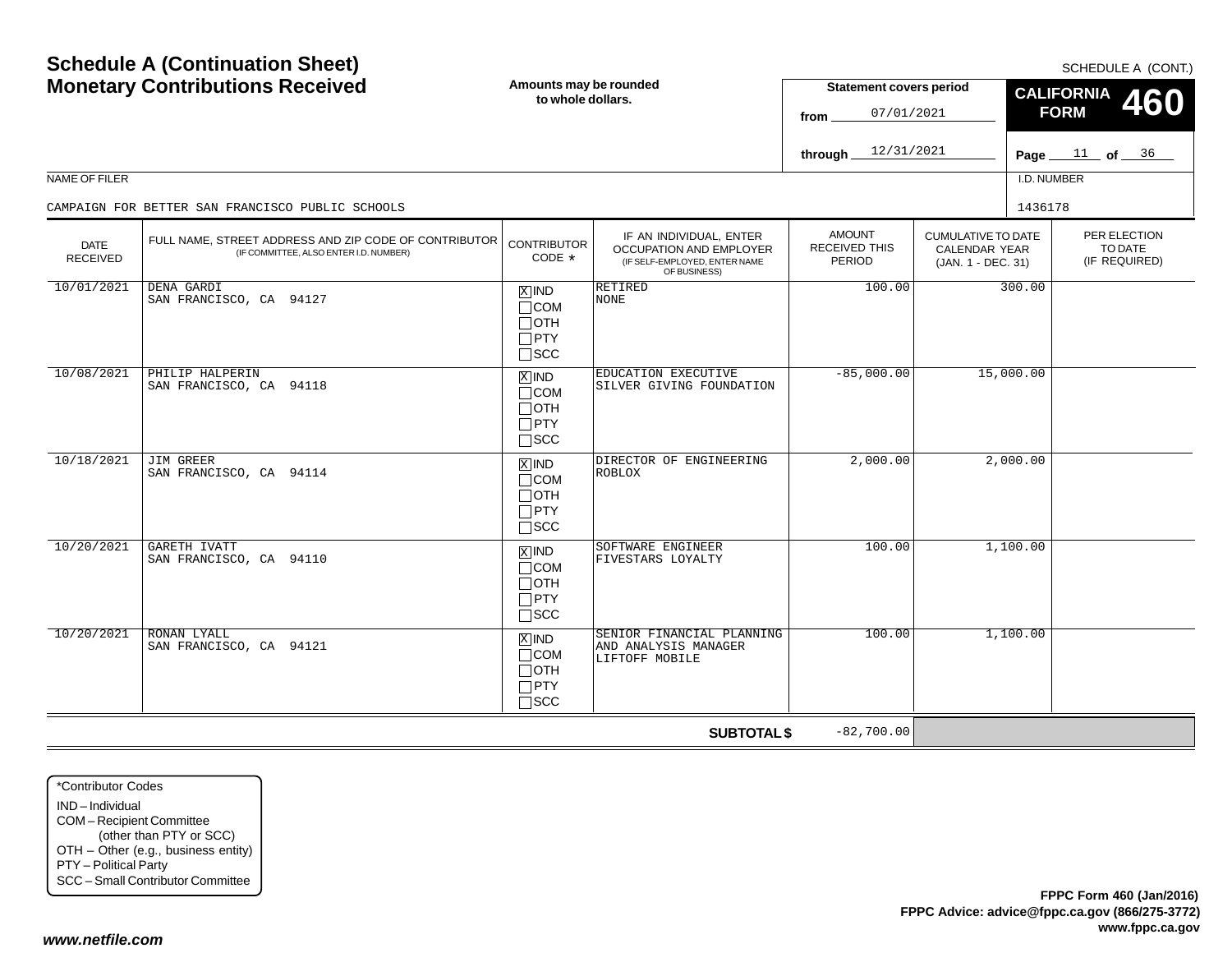# Schedule A (Continuation Sheet)
# Monetary Contributions Received

SCHEDULE A (CONT.)

**Amounts may be rounded to whole dollars.**

**Statement covers period**
from 07/01/2021
through 12/31/2021

**CALIFORNIA FORM 460**

Page 11 of 36

NAME OF FILER: CAMPAIGN FOR BETTER SAN FRANCISCO PUBLIC SCHOOLS

I.D. NUMBER: 1436178

| DATE RECEIVED | FULL NAME, STREET ADDRESS AND ZIP CODE OF CONTRIBUTOR (IF COMMITTEE, ALSO ENTER I.D. NUMBER) | CONTRIBUTOR CODE * | IF AN INDIVIDUAL, ENTER OCCUPATION AND EMPLOYER (IF SELF-EMPLOYED, ENTER NAME OF BUSINESS) | AMOUNT RECEIVED THIS PERIOD | CUMULATIVE TO DATE CALENDAR YEAR (JAN. 1 - DEC. 31) | PER ELECTION TO DATE (IF REQUIRED) |
|---|---|---|---|---|---|---|
| 10/01/2021 | DENA GARDI<br>SAN FRANCISCO, CA 94127 | [X] IND<br>[ ] COM<br>[ ] OTH<br>[ ] PTY<br>[ ] SCC | RETIRED<br>NONE | 100.00 | 300.00 | |
| 10/08/2021 | PHILIP HALPERIN<br>SAN FRANCISCO, CA 94118 | [X] IND<br>[ ] COM<br>[ ] OTH<br>[ ] PTY<br>[ ] SCC | EDUCATION EXECUTIVE<br>SILVER GIVING FOUNDATION | -85,000.00 | 15,000.00 | |
| 10/18/2021 | JIM GREER<br>SAN FRANCISCO, CA 94114 | [X] IND<br>[ ] COM<br>[ ] OTH<br>[ ] PTY<br>[ ] SCC | DIRECTOR OF ENGINEERING<br>ROBLOX | 2,000.00 | 2,000.00 | |
| 10/20/2021 | GARETH IVATT<br>SAN FRANCISCO, CA 94110 | [X] IND<br>[ ] COM<br>[ ] OTH<br>[ ] PTY<br>[ ] SCC | SOFTWARE ENGINEER<br>FIVESTARS LOYALTY | 100.00 | 1,100.00 | |
| 10/20/2021 | RONAN LYALL<br>SAN FRANCISCO, CA 94121 | [X] IND<br>[ ] COM<br>[ ] OTH<br>[ ] PTY<br>[ ] SCC | SENIOR FINANCIAL PLANNING AND ANALYSIS MANAGER<br>LIFTOFF MOBILE | 100.00 | 1,100.00 | |
| | | | **SUBTOTAL $** | -82,700.00 | | |

*Contributor Codes
- IND – Individual
- COM – Recipient Committee (other than PTY or SCC)
- OTH – Other (e.g., business entity)
- PTY – Political Party
- SCC – Small Contributor Committee

**FPPC Form 460 (Jan/2016)**
**FPPC Advice: advice@fppc.ca.gov (866/275-3772)**
**www.fppc.ca.gov**

*www.netfile.com*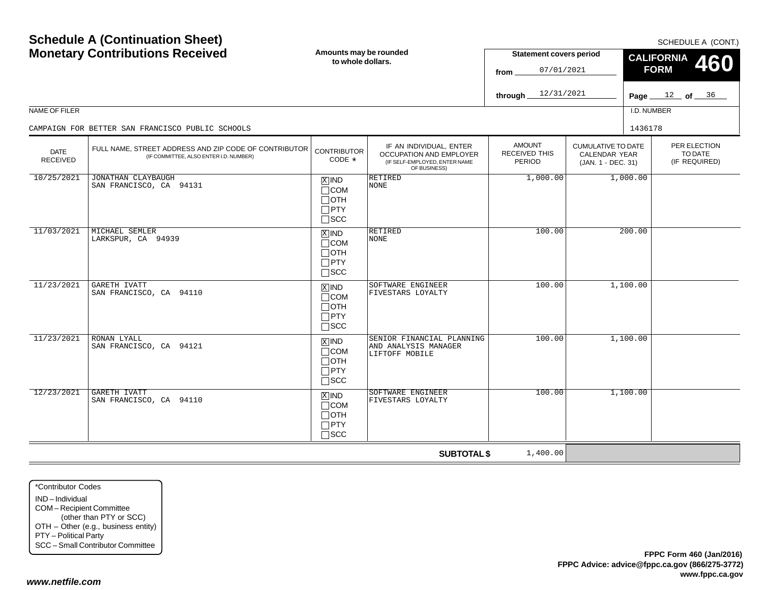# Schedule A (Continuation Sheet)
# Monetary Contributions Received

SCHEDULE A (CONT.)

Amounts may be rounded to whole dollars.

**Statement covers period**

from 07/01/2021

through 12/31/2021

**CALIFORNIA FORM 460**

NAME OF FILER: CAMPAIGN FOR BETTER SAN FRANCISCO PUBLIC SCHOOLS

I.D. NUMBER: 1436178

| DATE RECEIVED | FULL NAME, STREET ADDRESS AND ZIP CODE OF CONTRIBUTOR (IF COMMITTEE, ALSO ENTER I.D. NUMBER) | CONTRIBUTOR CODE * | IF AN INDIVIDUAL, ENTER OCCUPATION AND EMPLOYER (IF SELF-EMPLOYED, ENTER NAME OF BUSINESS) | AMOUNT RECEIVED THIS PERIOD | CUMULATIVE TO DATE CALENDAR YEAR (JAN. 1 - DEC. 31) | PER ELECTION TO DATE (IF REQUIRED) |
|---|---|---|---|---|---|---|
| 10/25/2021 | JONATHAN CLAYBAUGH<br>SAN FRANCISCO, CA 94131 | [X] IND [ ] COM [ ] OTH [ ] PTY [ ] SCC | RETIRED<br>NONE | 1,000.00 | 1,000.00 | |
| 11/03/2021 | MICHAEL SEMLER<br>LARKSPUR, CA 94939 | [X] IND [ ] COM [ ] OTH [ ] PTY [ ] SCC | RETIRED<br>NONE | 100.00 | 200.00 | |
| 11/23/2021 | GARETH IVATT<br>SAN FRANCISCO, CA 94110 | [X] IND [ ] COM [ ] OTH [ ] PTY [ ] SCC | SOFTWARE ENGINEER<br>FIVESTARS LOYALTY | 100.00 | 1,100.00 | |
| 11/23/2021 | RONAN LYALL<br>SAN FRANCISCO, CA 94121 | [X] IND [ ] COM [ ] OTH [ ] PTY [ ] SCC | SENIOR FINANCIAL PLANNING AND ANALYSIS MANAGER<br>LIFTOFF MOBILE | 100.00 | 1,100.00 | |
| 12/23/2021 | GARETH IVATT<br>SAN FRANCISCO, CA 94110 | [X] IND [ ] COM [ ] OTH [ ] PTY [ ] SCC | SOFTWARE ENGINEER<br>FIVESTARS LOYALTY | 100.00 | 1,100.00 | |
| | | | **SUBTOTAL $** | 1,400.00 | | |

*Contributor Codes

- IND – Individual
- COM – Recipient Committee (other than PTY or SCC)
- OTH – Other (e.g., business entity)
- PTY – Political Party
- SCC – Small Contributor Committee

**FPPC Form 460 (Jan/2016)**
**FPPC Advice: advice@fppc.ca.gov (866/275-3772)**
**www.fppc.ca.gov**

***www.netfile.com***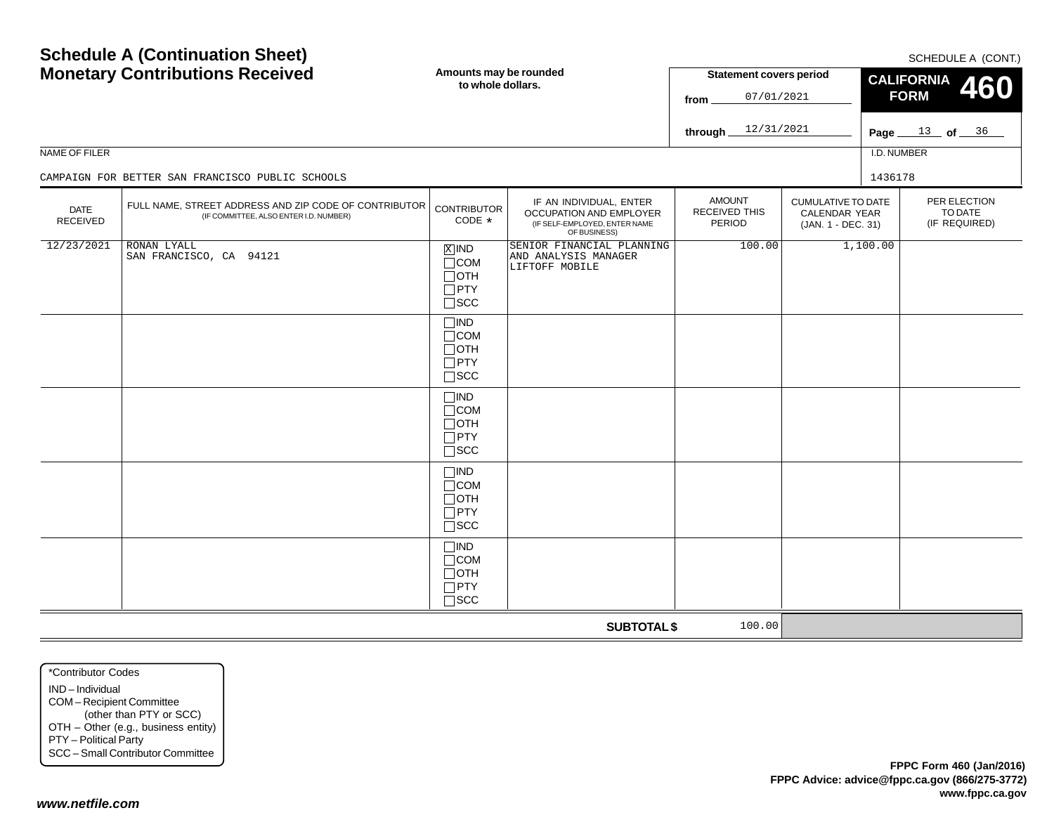# Schedule A (Continuation Sheet)
# Monetary Contributions Received

SCHEDULE A (CONT.)

**Amounts may be rounded to whole dollars.**

**Statement covers period**

from 07/01/2021

through 12/31/2021

**CALIFORNIA FORM 460**

Page 13 of 36

NAME OF FILER: CAMPAIGN FOR BETTER SAN FRANCISCO PUBLIC SCHOOLS

I.D. NUMBER: 1436178

| DATE RECEIVED | FULL NAME, STREET ADDRESS AND ZIP CODE OF CONTRIBUTOR (IF COMMITTEE, ALSO ENTER I.D. NUMBER) | CONTRIBUTOR CODE * | IF AN INDIVIDUAL, ENTER OCCUPATION AND EMPLOYER (IF SELF-EMPLOYED, ENTER NAME OF BUSINESS) | AMOUNT RECEIVED THIS PERIOD | CUMULATIVE TO DATE CALENDAR YEAR (JAN. 1 - DEC. 31) | PER ELECTION TO DATE (IF REQUIRED) |
|---|---|---|---|---|---|---|
| 12/23/2021 | RONAN LYALL<br>SAN FRANCISCO, CA 94121 | [X] IND<br>[ ] COM<br>[ ] OTH<br>[ ] PTY<br>[ ] SCC | SENIOR FINANCIAL PLANNING AND ANALYSIS MANAGER<br>LIFTOFF MOBILE | 100.00 | 1,100.00 | |
| | | [ ] IND<br>[ ] COM<br>[ ] OTH<br>[ ] PTY<br>[ ] SCC | | | | |
| | | [ ] IND<br>[ ] COM<br>[ ] OTH<br>[ ] PTY<br>[ ] SCC | | | | |
| | | [ ] IND<br>[ ] COM<br>[ ] OTH<br>[ ] PTY<br>[ ] SCC | | | | |
| | | [ ] IND<br>[ ] COM<br>[ ] OTH<br>[ ] PTY<br>[ ] SCC | | | | |
| | | | **SUBTOTAL $** | 100.00 | | |

*Contributor Codes
- IND – Individual
- COM – Recipient Committee (other than PTY or SCC)
- OTH – Other (e.g., business entity)
- PTY – Political Party
- SCC – Small Contributor Committee

**FPPC Form 460 (Jan/2016)**
**FPPC Advice: advice@fppc.ca.gov (866/275-3772)**
**www.fppc.ca.gov**

*www.netfile.com*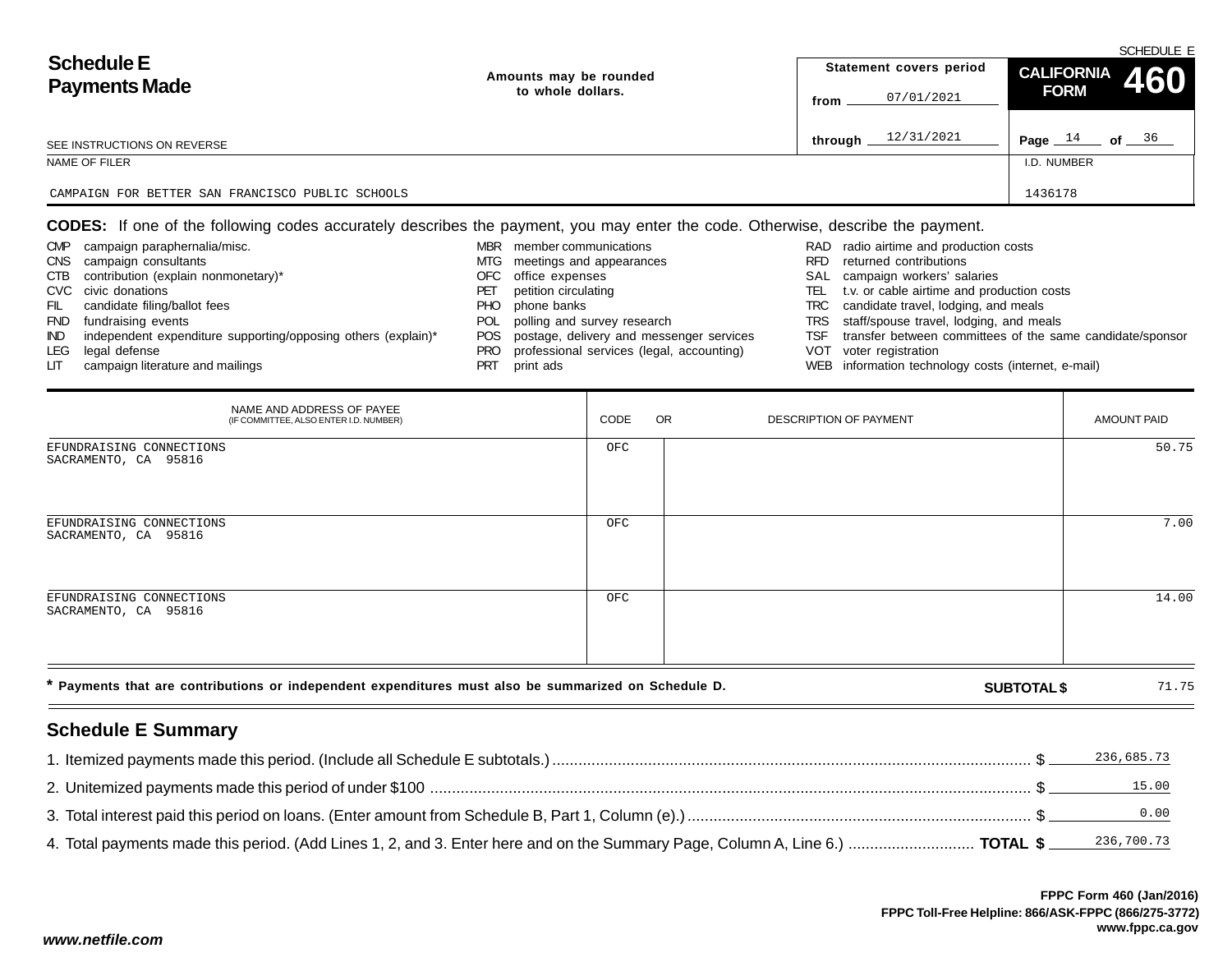# Schedule E Payments Made

SCHEDULE E

Amounts may be rounded to whole dollars.

| Statement covers period | CALIFORNIA FORM 460 |
|---|---|
| from 07/01/2021 | |
| through 12/31/2021 | Page 14 of 36 |

SEE INSTRUCTIONS ON REVERSE

| NAME OF FILER | I.D. NUMBER |
|---|---|
| CAMPAIGN FOR BETTER SAN FRANCISCO PUBLIC SCHOOLS | 1436178 |

**CODES:** If one of the following codes accurately describes the payment, you may enter the code. Otherwise, describe the payment.

- CMP campaign paraphernalia/misc.
- CNS campaign consultants
- CTB contribution (explain nonmonetary)*
- CVC civic donations
- FIL candidate filing/ballot fees
- FND fundraising events
- IND independent expenditure supporting/opposing others (explain)*
- LEG legal defense
- LIT campaign literature and mailings
- MBR member communications
- MTG meetings and appearances
- OFC office expenses
- PET petition circulating
- PHO phone banks
- POL polling and survey research
- POS postage, delivery and messenger services
- PRO professional services (legal, accounting)
- PRT print ads
- RAD radio airtime and production costs
- RFD returned contributions
- SAL campaign workers' salaries
- TEL t.v. or cable airtime and production costs
- TRC candidate travel, lodging, and meals
- TRS staff/spouse travel, lodging, and meals
- TSF transfer between committees of the same candidate/sponsor
- VOT voter registration
- WEB information technology costs (internet, e-mail)

| NAME AND ADDRESS OF PAYEE (IF COMMITTEE, ALSO ENTER I.D. NUMBER) | CODE | OR DESCRIPTION OF PAYMENT | AMOUNT PAID |
|---|---|---|---|
| EFUNDRAISING CONNECTIONS<br>SACRAMENTO, CA 95816 | OFC | | 50.75 |
| EFUNDRAISING CONNECTIONS<br>SACRAMENTO, CA 95816 | OFC | | 7.00 |
| EFUNDRAISING CONNECTIONS<br>SACRAMENTO, CA 95816 | OFC | | 14.00 |

\* Payments that are contributions or independent expenditures must also be summarized on Schedule D. **SUBTOTAL $** 71.75

## Schedule E Summary

1. Itemized payments made this period. (Include all Schedule E subtotals.) $ 236,685.73
2. Unitemized payments made this period of under $100 $ 15.00
3. Total interest paid this period on loans. (Enter amount from Schedule B, Part 1, Column (e).) $ 0.00
4. Total payments made this period. (Add Lines 1, 2, and 3. Enter here and on the Summary Page, Column A, Line 6.) **TOTAL $** 236,700.73

**FPPC Form 460 (Jan/2016)**
**FPPC Toll-Free Helpline: 866/ASK-FPPC (866/275-3772)**
**www.fppc.ca.gov**

*www.netfile.com*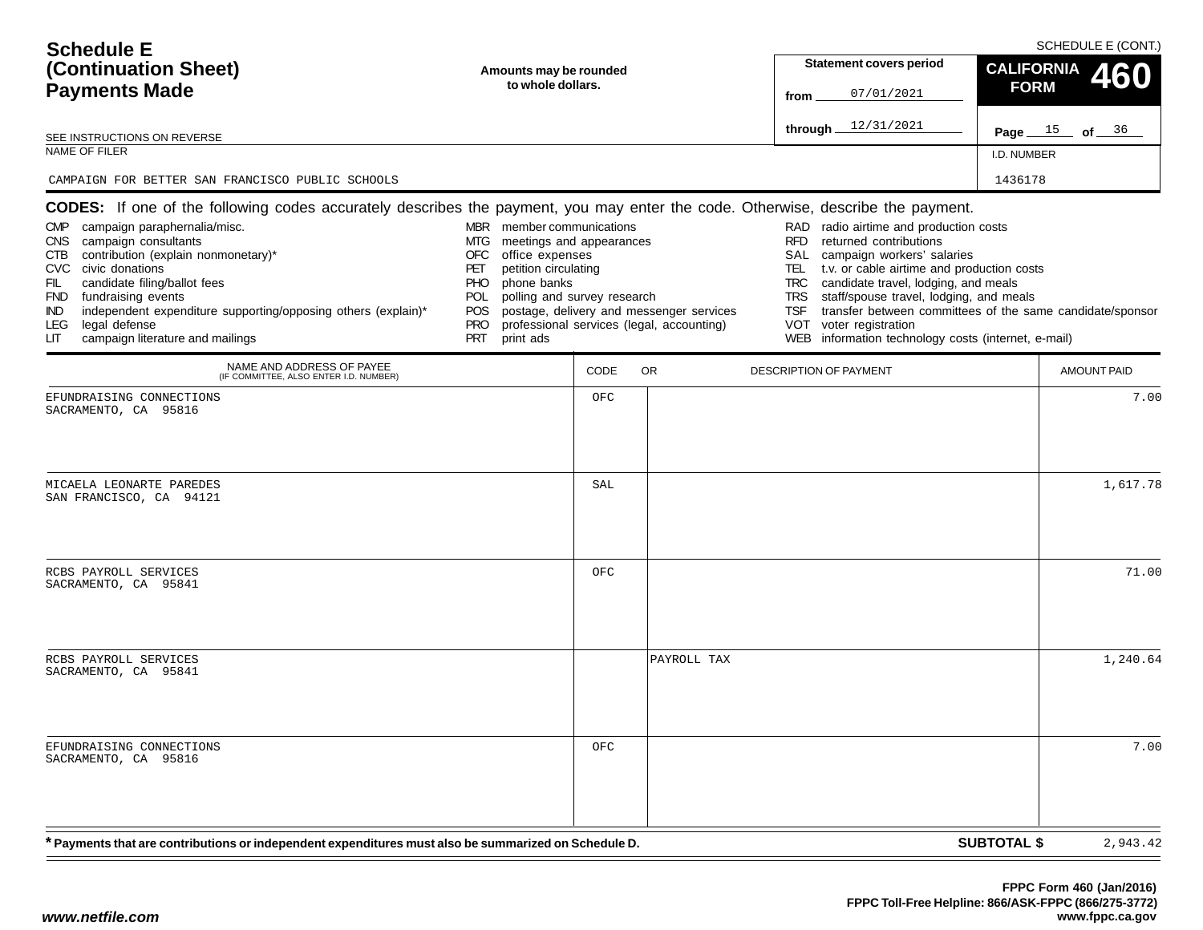# Schedule E (Continuation Sheet) Payments Made

SCHEDULE E (CONT.)

Amounts may be rounded to whole dollars.

SEE INSTRUCTIONS ON REVERSE

**Statement covers period**

from 07/01/2021

through 12/31/2021

**CALIFORNIA FORM 460**

Page 15 of 36

NAME OF FILER: CAMPAIGN FOR BETTER SAN FRANCISCO PUBLIC SCHOOLS

I.D. NUMBER: 1436178

**CODES:** If one of the following codes accurately describes the payment, you may enter the code. Otherwise, describe the payment.

- CMP campaign paraphernalia/misc.
- CNS campaign consultants
- CTB contribution (explain nonmonetary)*
- CVC civic donations
- FIL candidate filing/ballot fees
- FND fundraising events
- IND independent expenditure supporting/opposing others (explain)*
- LEG legal defense
- LIT campaign literature and mailings
- MBR member communications
- MTG meetings and appearances
- OFC office expenses
- PET petition circulating
- PHO phone banks
- POL polling and survey research
- POS postage, delivery and messenger services
- PRO professional services (legal, accounting)
- PRT print ads
- RAD radio airtime and production costs
- RFD returned contributions
- SAL campaign workers' salaries
- TEL t.v. or cable airtime and production costs
- TRC candidate travel, lodging, and meals
- TRS staff/spouse travel, lodging, and meals
- TSF transfer between committees of the same candidate/sponsor
- VOT voter registration
- WEB information technology costs (internet, e-mail)

| NAME AND ADDRESS OF PAYEE (IF COMMITTEE, ALSO ENTER I.D. NUMBER) | CODE | OR DESCRIPTION OF PAYMENT | AMOUNT PAID |
|---|---|---|---|
| EFUNDRAISING CONNECTIONS<br>SACRAMENTO, CA 95816 | OFC | | 7.00 |
| MICAELA LEONARTE PAREDES<br>SAN FRANCISCO, CA 94121 | SAL | | 1,617.78 |
| RCBS PAYROLL SERVICES<br>SACRAMENTO, CA 95841 | OFC | | 71.00 |
| RCBS PAYROLL SERVICES<br>SACRAMENTO, CA 95841 | | PAYROLL TAX | 1,240.64 |
| EFUNDRAISING CONNECTIONS<br>SACRAMENTO, CA 95816 | OFC | | 7.00 |

\* Payments that are contributions or independent expenditures must also be summarized on Schedule D.

**SUBTOTAL $** 2,943.42

FPPC Form 460 (Jan/2016)
FPPC Toll-Free Helpline: 866/ASK-FPPC (866/275-3772)
www.fppc.ca.gov

www.netfile.com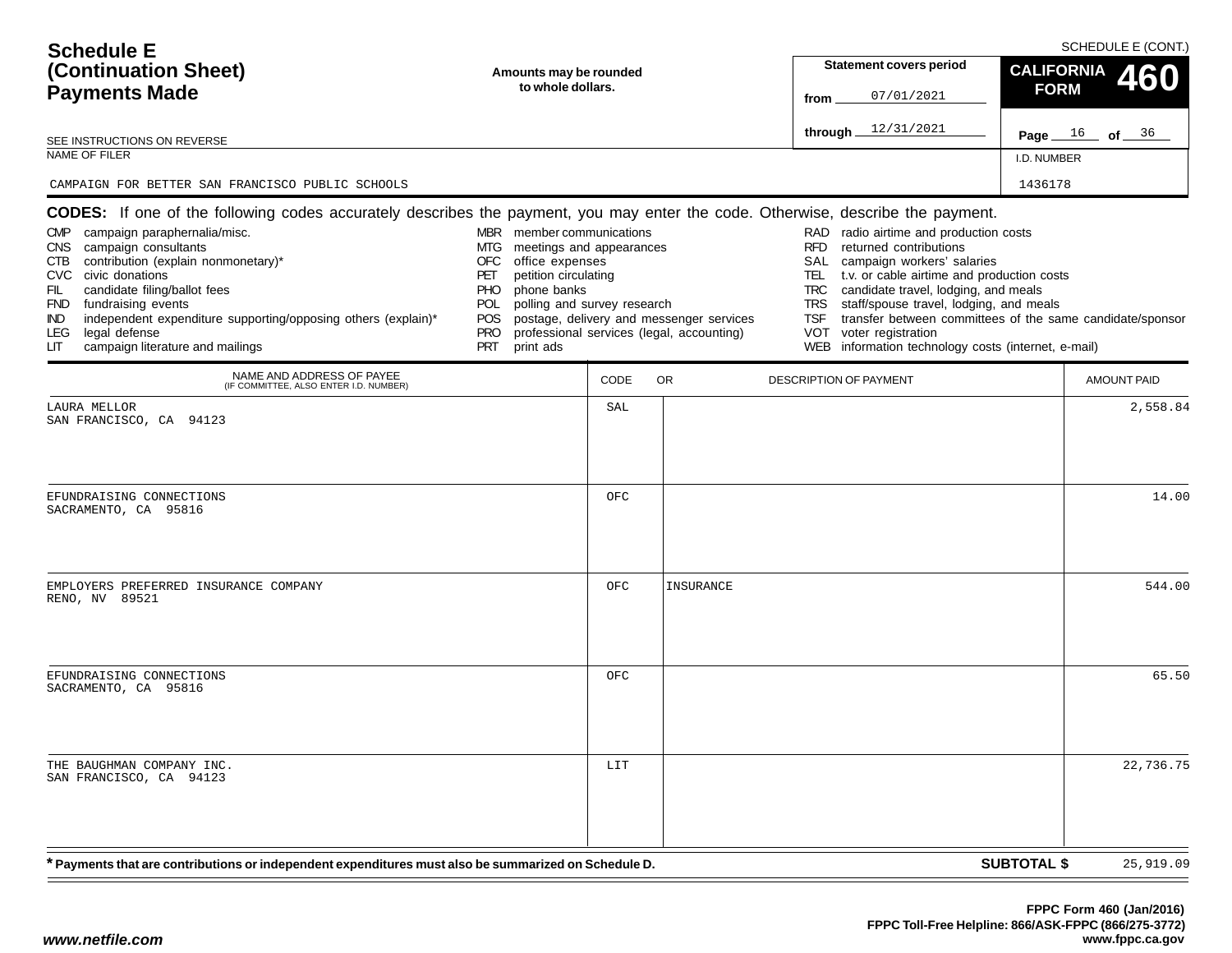# Schedule E (Continuation Sheet) Payments Made

SCHEDULE E (CONT.)

**Amounts may be rounded to whole dollars.**

SEE INSTRUCTIONS ON REVERSE

| Statement covers period | |
|---|---|
| from | 07/01/2021 |
| through | 12/31/2021 |

**CALIFORNIA FORM 460**

Page 16 of 36

| NAME OF FILER | I.D. NUMBER |
|---|---|
| CAMPAIGN FOR BETTER SAN FRANCISCO PUBLIC SCHOOLS | 1436178 |

**CODES:** If one of the following codes accurately describes the payment, you may enter the code. Otherwise, describe the payment.

- CMP campaign paraphernalia/misc.
- CNS campaign consultants
- CTB contribution (explain nonmonetary)*
- CVC civic donations
- FIL candidate filing/ballot fees
- FND fundraising events
- IND independent expenditure supporting/opposing others (explain)*
- LEG legal defense
- LIT campaign literature and mailings
- MBR member communications
- MTG meetings and appearances
- OFC office expenses
- PET petition circulating
- PHO phone banks
- POL polling and survey research
- POS postage, delivery and messenger services
- PRO professional services (legal, accounting)
- PRT print ads
- RAD radio airtime and production costs
- RFD returned contributions
- SAL campaign workers' salaries
- TEL t.v. or cable airtime and production costs
- TRC candidate travel, lodging, and meals
- TRS staff/spouse travel, lodging, and meals
- TSF transfer between committees of the same candidate/sponsor
- VOT voter registration
- WEB information technology costs (internet, e-mail)

| NAME AND ADDRESS OF PAYEE (IF COMMITTEE, ALSO ENTER I.D. NUMBER) | CODE | OR DESCRIPTION OF PAYMENT | AMOUNT PAID |
|---|---|---|---|
| LAURA MELLOR<br>SAN FRANCISCO, CA 94123 | SAL | | 2,558.84 |
| EFUNDRAISING CONNECTIONS<br>SACRAMENTO, CA 95816 | OFC | | 14.00 |
| EMPLOYERS PREFERRED INSURANCE COMPANY<br>RENO, NV 89521 | OFC | INSURANCE | 544.00 |
| EFUNDRAISING CONNECTIONS<br>SACRAMENTO, CA 95816 | OFC | | 65.50 |
| THE BAUGHMAN COMPANY INC.<br>SAN FRANCISCO, CA 94123 | LIT | | 22,736.75 |

*** Payments that are contributions or independent expenditures must also be summarized on Schedule D.**

**SUBTOTAL $** 25,919.09

FPPC Form 460 (Jan/2016)
FPPC Toll-Free Helpline: 866/ASK-FPPC (866/275-3772)
www.fppc.ca.gov

*www.netfile.com*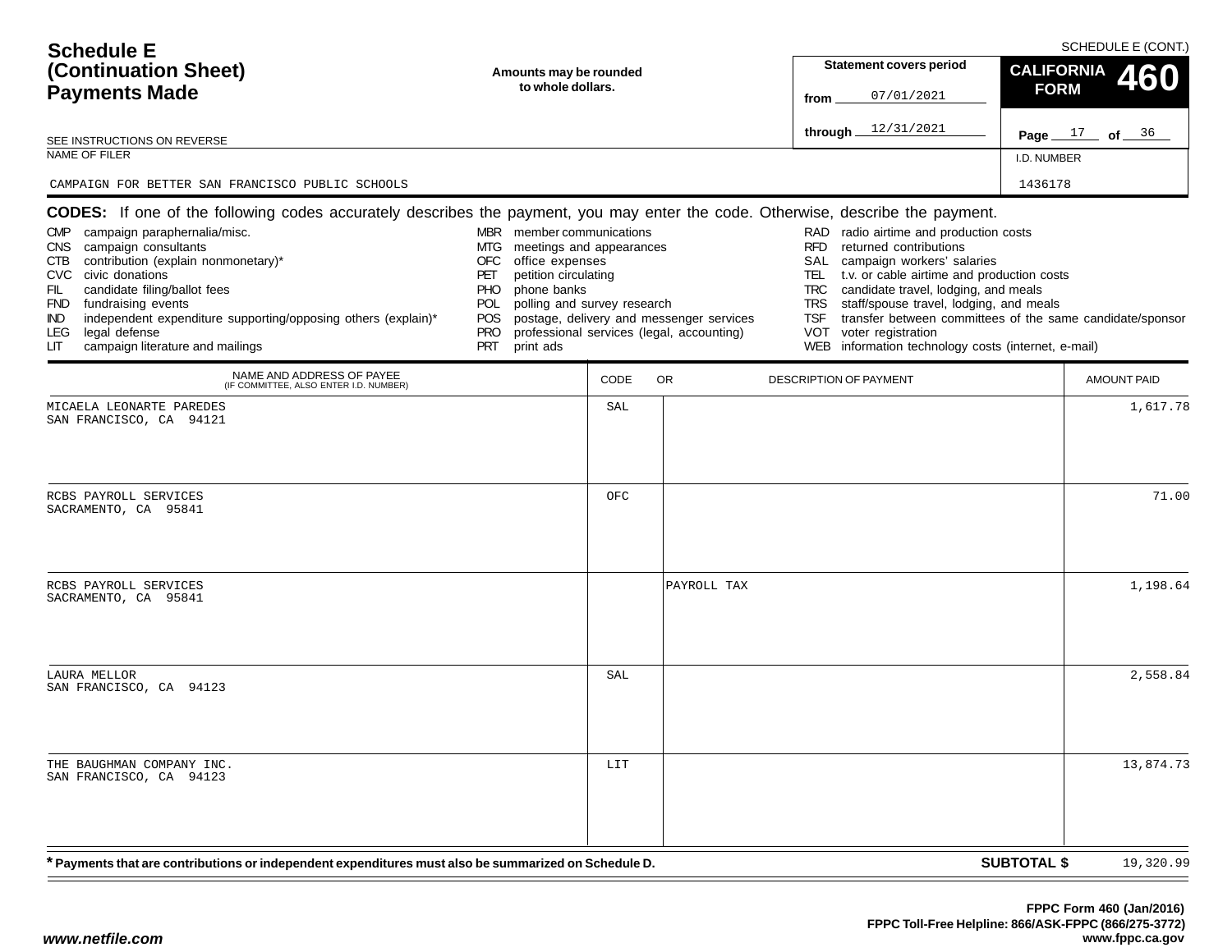# Schedule E (Continuation Sheet) Payments Made

SCHEDULE E (CONT.)

**Amounts may be rounded to whole dollars.**

| Statement covers period | |
|---|---|
| from | 07/01/2021 |
| through | 12/31/2021 |

**CALIFORNIA FORM 460**

Page 17 of 36

SEE INSTRUCTIONS ON REVERSE

| NAME OF FILER | I.D. NUMBER |
|---|---|
| CAMPAIGN FOR BETTER SAN FRANCISCO PUBLIC SCHOOLS | 1436178 |

**CODES:** If one of the following codes accurately describes the payment, you may enter the code. Otherwise, describe the payment.

- CMP campaign paraphernalia/misc.
- CNS campaign consultants
- CTB contribution (explain nonmonetary)*
- CVC civic donations
- FIL candidate filing/ballot fees
- FND fundraising events
- IND independent expenditure supporting/opposing others (explain)*
- LEG legal defense
- LIT campaign literature and mailings
- MBR member communications
- MTG meetings and appearances
- OFC office expenses
- PET petition circulating
- PHO phone banks
- POL polling and survey research
- POS postage, delivery and messenger services
- PRO professional services (legal, accounting)
- PRT print ads
- RAD radio airtime and production costs
- RFD returned contributions
- SAL campaign workers' salaries
- TEL t.v. or cable airtime and production costs
- TRC candidate travel, lodging, and meals
- TRS staff/spouse travel, lodging, and meals
- TSF transfer between committees of the same candidate/sponsor
- VOT voter registration
- WEB information technology costs (internet, e-mail)

| NAME AND ADDRESS OF PAYEE (IF COMMITTEE, ALSO ENTER I.D. NUMBER) | CODE | OR DESCRIPTION OF PAYMENT | AMOUNT PAID |
|---|---|---|---|
| MICAELA LEONARTE PAREDES<br>SAN FRANCISCO, CA 94121 | SAL | | 1,617.78 |
| RCBS PAYROLL SERVICES<br>SACRAMENTO, CA 95841 | OFC | | 71.00 |
| RCBS PAYROLL SERVICES<br>SACRAMENTO, CA 95841 | | PAYROLL TAX | 1,198.64 |
| LAURA MELLOR<br>SAN FRANCISCO, CA 94123 | SAL | | 2,558.84 |
| THE BAUGHMAN COMPANY INC.<br>SAN FRANCISCO, CA 94123 | LIT | | 13,874.73 |

**\* Payments that are contributions or independent expenditures must also be summarized on Schedule D.**

**SUBTOTAL $** 19,320.99

FPPC Form 460 (Jan/2016)
FPPC Toll-Free Helpline: 866/ASK-FPPC (866/275-3772)
www.fppc.ca.gov

*www.netfile.com*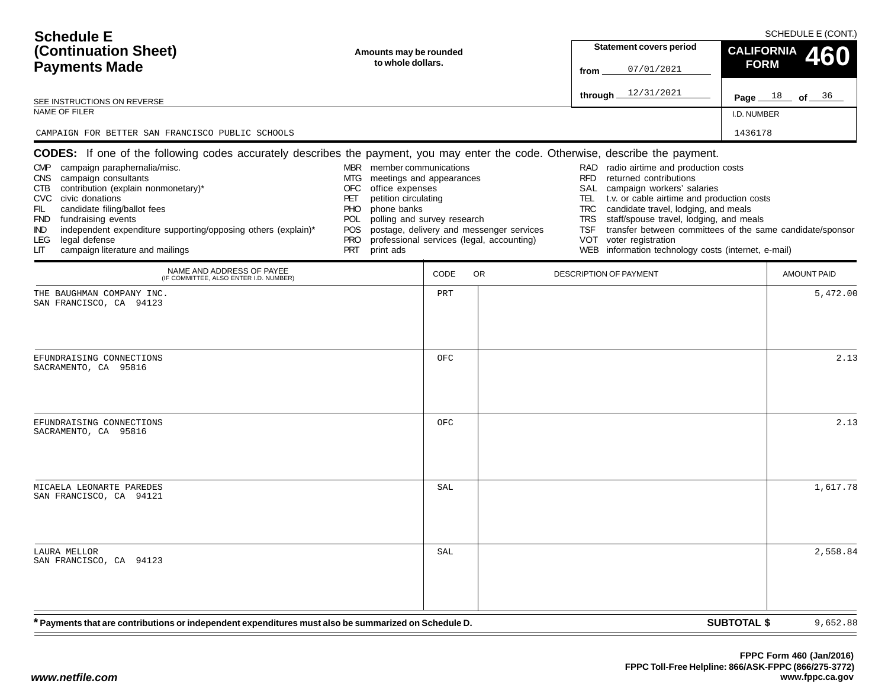# Schedule E (Continuation Sheet) Payments Made

SCHEDULE E (CONT.)

**Amounts may be rounded to whole dollars.**

| Statement covers period | |
|---|---|
| from | 07/01/2021 |
| through | 12/31/2021 |

**CALIFORNIA FORM 460**

Page 18 of 36

SEE INSTRUCTIONS ON REVERSE

| NAME OF FILER | I.D. NUMBER |
|---|---|
| CAMPAIGN FOR BETTER SAN FRANCISCO PUBLIC SCHOOLS | 1436178 |

**CODES:** If one of the following codes accurately describes the payment, you may enter the code. Otherwise, describe the payment.

- CMP campaign paraphernalia/misc.
- CNS campaign consultants
- CTB contribution (explain nonmonetary)*
- CVC civic donations
- FIL candidate filing/ballot fees
- FND fundraising events
- IND independent expenditure supporting/opposing others (explain)*
- LEG legal defense
- LIT campaign literature and mailings
- MBR member communications
- MTG meetings and appearances
- OFC office expenses
- PET petition circulating
- PHO phone banks
- POL polling and survey research
- POS postage, delivery and messenger services
- PRO professional services (legal, accounting)
- PRT print ads
- RAD radio airtime and production costs
- RFD returned contributions
- SAL campaign workers' salaries
- TEL t.v. or cable airtime and production costs
- TRC candidate travel, lodging, and meals
- TRS staff/spouse travel, lodging, and meals
- TSF transfer between committees of the same candidate/sponsor
- VOT voter registration
- WEB information technology costs (internet, e-mail)

| NAME AND ADDRESS OF PAYEE (IF COMMITTEE, ALSO ENTER I.D. NUMBER) | CODE | OR DESCRIPTION OF PAYMENT | AMOUNT PAID |
|---|---|---|---|
| THE BAUGHMAN COMPANY INC.<br>SAN FRANCISCO, CA 94123 | PRT | | 5,472.00 |
| EFUNDRAISING CONNECTIONS<br>SACRAMENTO, CA 95816 | OFC | | 2.13 |
| EFUNDRAISING CONNECTIONS<br>SACRAMENTO, CA 95816 | OFC | | 2.13 |
| MICAELA LEONARTE PAREDES<br>SAN FRANCISCO, CA 94121 | SAL | | 1,617.78 |
| LAURA MELLOR<br>SAN FRANCISCO, CA 94123 | SAL | | 2,558.84 |

**\* Payments that are contributions or independent expenditures must also be summarized on Schedule D.**

**SUBTOTAL $** 9,652.88

**FPPC Form 460 (Jan/2016)**
**FPPC Toll-Free Helpline: 866/ASK-FPPC (866/275-3772)**
**www.fppc.ca.gov**

*www.netfile.com*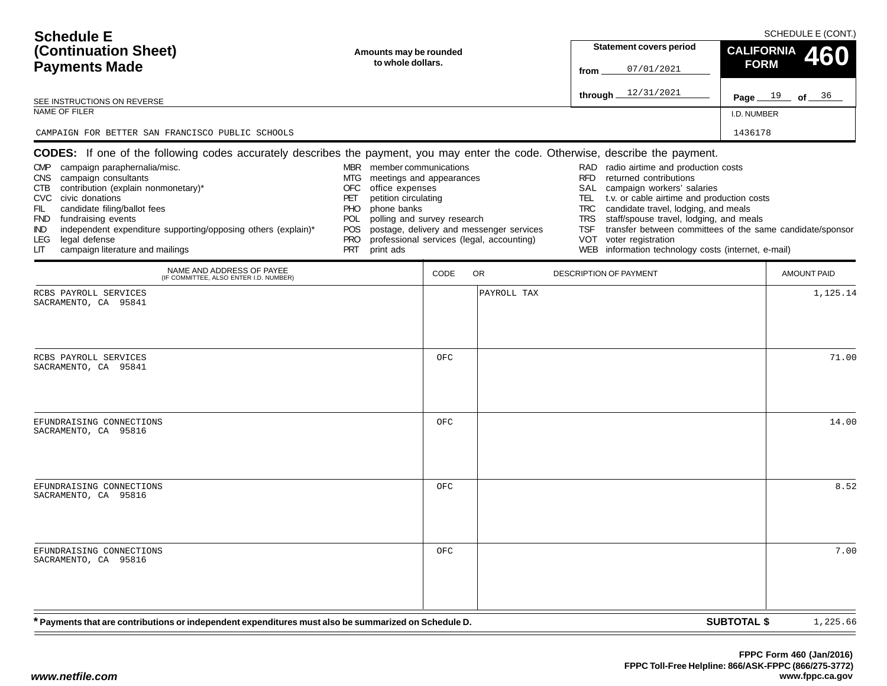# Schedule E (Continuation Sheet) Payments Made

SCHEDULE E (CONT.)

Amounts may be rounded to whole dollars.

SEE INSTRUCTIONS ON REVERSE

**Statement covers period**
from 07/01/2021
through 12/31/2021

**CALIFORNIA FORM 460**

Page 19 of 36

NAME OF FILER: CAMPAIGN FOR BETTER SAN FRANCISCO PUBLIC SCHOOLS

I.D. NUMBER: 1436178

**CODES:** If one of the following codes accurately describes the payment, you may enter the code. Otherwise, describe the payment.

- CMP campaign paraphernalia/misc.
- CNS campaign consultants
- CTB contribution (explain nonmonetary)*
- CVC civic donations
- FIL candidate filing/ballot fees
- FND fundraising events
- IND independent expenditure supporting/opposing others (explain)*
- LEG legal defense
- LIT campaign literature and mailings
- MBR member communications
- MTG meetings and appearances
- OFC office expenses
- PET petition circulating
- PHO phone banks
- POL polling and survey research
- POS postage, delivery and messenger services
- PRO professional services (legal, accounting)
- PRT print ads
- RAD radio airtime and production costs
- RFD returned contributions
- SAL campaign workers' salaries
- TEL t.v. or cable airtime and production costs
- TRC candidate travel, lodging, and meals
- TRS staff/spouse travel, lodging, and meals
- TSF transfer between committees of the same candidate/sponsor
- VOT voter registration
- WEB information technology costs (internet, e-mail)

| NAME AND ADDRESS OF PAYEE (IF COMMITTEE, ALSO ENTER I.D. NUMBER) | CODE | OR DESCRIPTION OF PAYMENT | AMOUNT PAID |
|---|---|---|---|
| RCBS PAYROLL SERVICES<br>SACRAMENTO, CA 95841 | | PAYROLL TAX | 1,125.14 |
| RCBS PAYROLL SERVICES<br>SACRAMENTO, CA 95841 | OFC | | 71.00 |
| EFUNDRAISING CONNECTIONS<br>SACRAMENTO, CA 95816 | OFC | | 14.00 |
| EFUNDRAISING CONNECTIONS<br>SACRAMENTO, CA 95816 | OFC | | 8.52 |
| EFUNDRAISING CONNECTIONS<br>SACRAMENTO, CA 95816 | OFC | | 7.00 |

**\* Payments that are contributions or independent expenditures must also be summarized on Schedule D.**

**SUBTOTAL $** 1,225.66

FPPC Form 460 (Jan/2016)
FPPC Toll-Free Helpline: 866/ASK-FPPC (866/275-3772)
www.fppc.ca.gov

www.netfile.com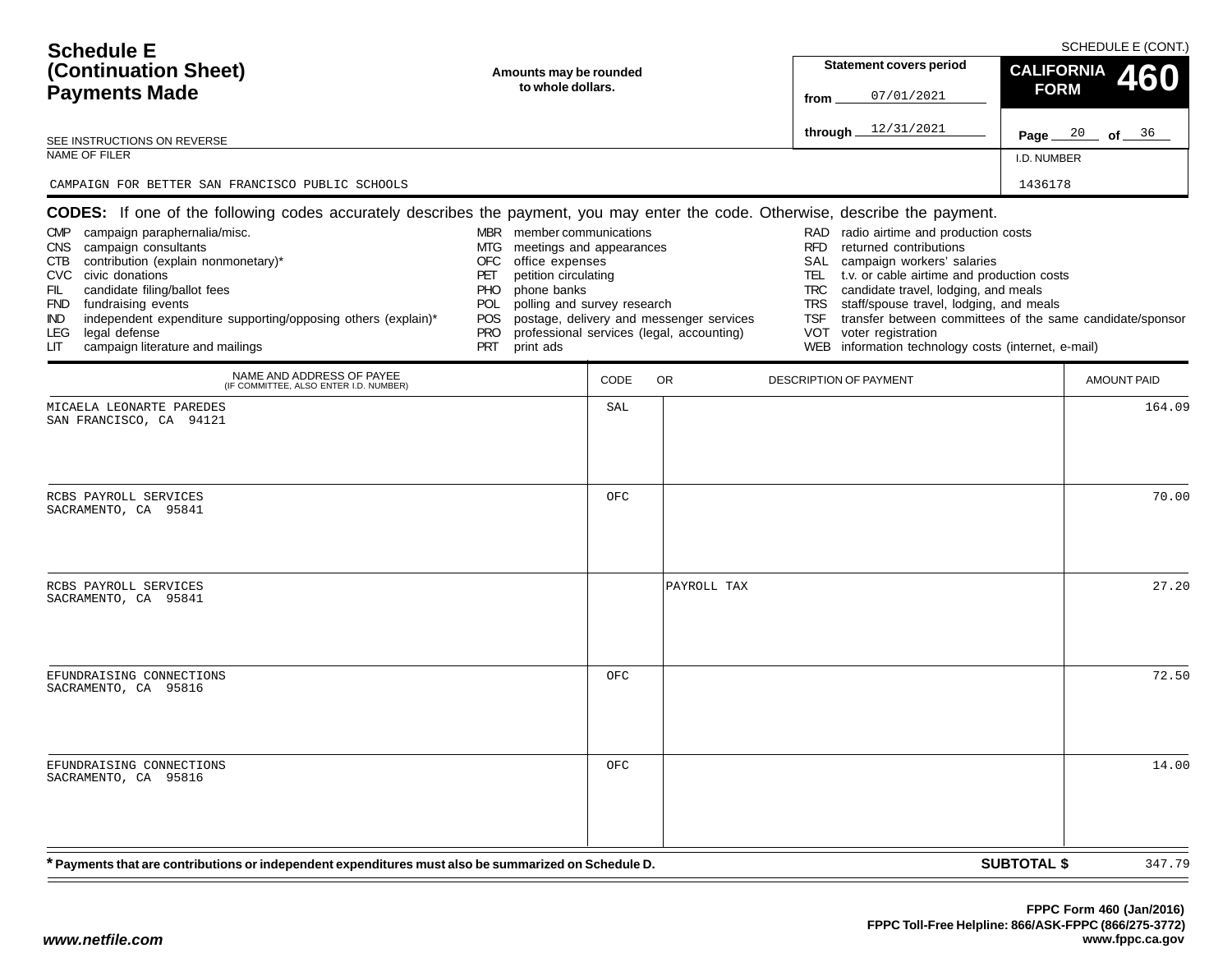# Schedule E (Continuation Sheet) Payments Made

SCHEDULE E (CONT.)

**Amounts may be rounded to whole dollars.**

SEE INSTRUCTIONS ON REVERSE

**Statement covers period**

from 07/01/2021

through 12/31/2021

**CALIFORNIA FORM 460**

NAME OF FILER: CAMPAIGN FOR BETTER SAN FRANCISCO PUBLIC SCHOOLS

I.D. NUMBER: 1436178

**CODES:** If one of the following codes accurately describes the payment, you may enter the code. Otherwise, describe the payment.

- CMP campaign paraphernalia/misc.
- CNS campaign consultants
- CTB contribution (explain nonmonetary)*
- CVC civic donations
- FIL candidate filing/ballot fees
- FND fundraising events
- IND independent expenditure supporting/opposing others (explain)*
- LEG legal defense
- LIT campaign literature and mailings
- MBR member communications
- MTG meetings and appearances
- OFC office expenses
- PET petition circulating
- PHO phone banks
- POL polling and survey research
- POS postage, delivery and messenger services
- PRO professional services (legal, accounting)
- PRT print ads
- RAD radio airtime and production costs
- RFD returned contributions
- SAL campaign workers' salaries
- TEL t.v. or cable airtime and production costs
- TRC candidate travel, lodging, and meals
- TRS staff/spouse travel, lodging, and meals
- TSF transfer between committees of the same candidate/sponsor
- VOT voter registration
- WEB information technology costs (internet, e-mail)

| NAME AND ADDRESS OF PAYEE (IF COMMITTEE, ALSO ENTER I.D. NUMBER) | CODE | DESCRIPTION OF PAYMENT | AMOUNT PAID |
|---|---|---|---|
| MICAELA LEONARTE PAREDES<br>SAN FRANCISCO, CA 94121 | SAL | | 164.09 |
| RCBS PAYROLL SERVICES<br>SACRAMENTO, CA 95841 | OFC | | 70.00 |
| RCBS PAYROLL SERVICES<br>SACRAMENTO, CA 95841 | | PAYROLL TAX | 27.20 |
| EFUNDRAISING CONNECTIONS<br>SACRAMENTO, CA 95816 | OFC | | 72.50 |
| EFUNDRAISING CONNECTIONS<br>SACRAMENTO, CA 95816 | OFC | | 14.00 |

**\* Payments that are contributions or independent expenditures must also be summarized on Schedule D.**

**SUBTOTAL $** 347.79

FPPC Form 460 (Jan/2016)
FPPC Toll-Free Helpline: 866/ASK-FPPC (866/275-3772)
www.fppc.ca.gov

www.netfile.com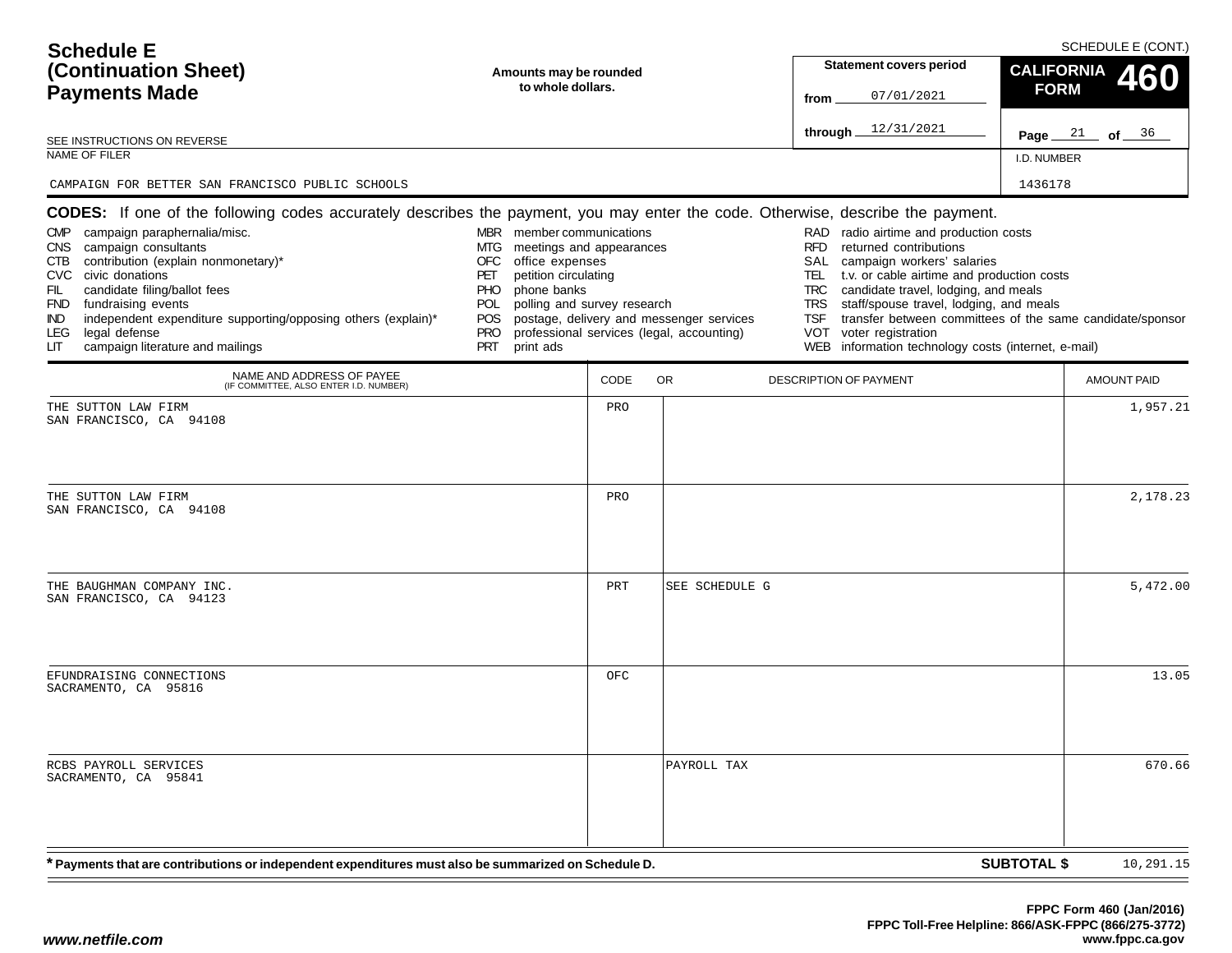# Schedule E (Continuation Sheet) Payments Made

SCHEDULE E (CONT.)

**Amounts may be rounded to whole dollars.**

**Statement covers period**

from 07/01/2021

through 12/31/2021

**CALIFORNIA FORM 460**

Page 21 of 36

SEE INSTRUCTIONS ON REVERSE

NAME OF FILER: CAMPAIGN FOR BETTER SAN FRANCISCO PUBLIC SCHOOLS

I.D. NUMBER: 1436178

**CODES:** If one of the following codes accurately describes the payment, you may enter the code. Otherwise, describe the payment.

- CMP campaign paraphernalia/misc.
- CNS campaign consultants
- CTB contribution (explain nonmonetary)*
- CVC civic donations
- FIL candidate filing/ballot fees
- FND fundraising events
- IND independent expenditure supporting/opposing others (explain)*
- LEG legal defense
- LIT campaign literature and mailings
- MBR member communications
- MTG meetings and appearances
- OFC office expenses
- PET petition circulating
- PHO phone banks
- POL polling and survey research
- POS postage, delivery and messenger services
- PRO professional services (legal, accounting)
- PRT print ads
- RAD radio airtime and production costs
- RFD returned contributions
- SAL campaign workers' salaries
- TEL t.v. or cable airtime and production costs
- TRC candidate travel, lodging, and meals
- TRS staff/spouse travel, lodging, and meals
- TSF transfer between committees of the same candidate/sponsor
- VOT voter registration
- WEB information technology costs (internet, e-mail)

| NAME AND ADDRESS OF PAYEE (IF COMMITTEE, ALSO ENTER I.D. NUMBER) | CODE | OR DESCRIPTION OF PAYMENT | AMOUNT PAID |
|---|---|---|---|
| THE SUTTON LAW FIRM<br>SAN FRANCISCO, CA 94108 | PRO | | 1,957.21 |
| THE SUTTON LAW FIRM<br>SAN FRANCISCO, CA 94108 | PRO | | 2,178.23 |
| THE BAUGHMAN COMPANY INC.<br>SAN FRANCISCO, CA 94123 | PRT | SEE SCHEDULE G | 5,472.00 |
| EFUNDRAISING CONNECTIONS<br>SACRAMENTO, CA 95816 | OFC | | 13.05 |
| RCBS PAYROLL SERVICES<br>SACRAMENTO, CA 95841 | | PAYROLL TAX | 670.66 |

**\* Payments that are contributions or independent expenditures must also be summarized on Schedule D.**

**SUBTOTAL $** 10,291.15

FPPC Form 460 (Jan/2016)
FPPC Toll-Free Helpline: 866/ASK-FPPC (866/275-3772)
www.fppc.ca.gov

*www.netfile.com*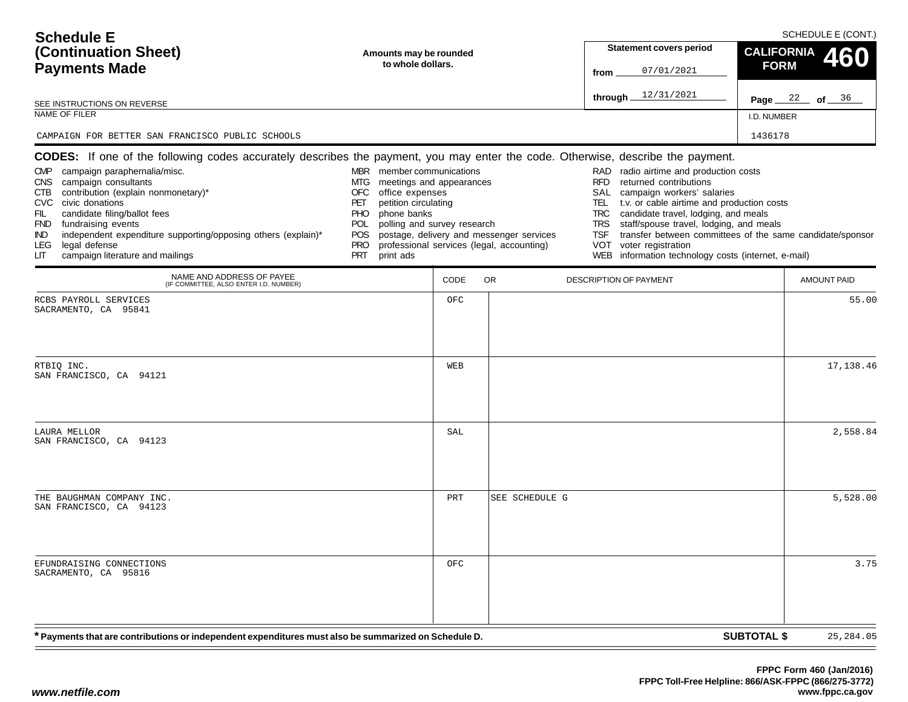# Schedule E (Continuation Sheet) Payments Made

SCHEDULE E (CONT.)

**Amounts may be rounded to whole dollars.**

SEE INSTRUCTIONS ON REVERSE

| Statement covers period | |
|---|---|
| from | 07/01/2021 |
| through | 12/31/2021 |

**CALIFORNIA FORM 460**

Page 22 of 36

| NAME OF FILER | I.D. NUMBER |
|---|---|
| CAMPAIGN FOR BETTER SAN FRANCISCO PUBLIC SCHOOLS | 1436178 |

**CODES:** If one of the following codes accurately describes the payment, you may enter the code. Otherwise, describe the payment.

- CMP campaign paraphernalia/misc.
- CNS campaign consultants
- CTB contribution (explain nonmonetary)*
- CVC civic donations
- FIL candidate filing/ballot fees
- FND fundraising events
- IND independent expenditure supporting/opposing others (explain)*
- LEG legal defense
- LIT campaign literature and mailings
- MBR member communications
- MTG meetings and appearances
- OFC office expenses
- PET petition circulating
- PHO phone banks
- POL polling and survey research
- POS postage, delivery and messenger services
- PRO professional services (legal, accounting)
- PRT print ads
- RAD radio airtime and production costs
- RFD returned contributions
- SAL campaign workers' salaries
- TEL t.v. or cable airtime and production costs
- TRC candidate travel, lodging, and meals
- TRS staff/spouse travel, lodging, and meals
- TSF transfer between committees of the same candidate/sponsor
- VOT voter registration
- WEB information technology costs (internet, e-mail)

| NAME AND ADDRESS OF PAYEE (IF COMMITTEE, ALSO ENTER I.D. NUMBER) | CODE | OR DESCRIPTION OF PAYMENT | AMOUNT PAID |
|---|---|---|---|
| RCBS PAYROLL SERVICES<br>SACRAMENTO, CA 95841 | OFC | | 55.00 |
| RTBIQ INC.<br>SAN FRANCISCO, CA 94121 | WEB | | 17,138.46 |
| LAURA MELLOR<br>SAN FRANCISCO, CA 94123 | SAL | | 2,558.84 |
| THE BAUGHMAN COMPANY INC.<br>SAN FRANCISCO, CA 94123 | PRT | SEE SCHEDULE G | 5,528.00 |
| EFUNDRAISING CONNECTIONS<br>SACRAMENTO, CA 95816 | OFC | | 3.75 |

**\* Payments that are contributions or independent expenditures must also be summarized on Schedule D.**

**SUBTOTAL $** 25,284.05

**FPPC Form 460 (Jan/2016)**
**FPPC Toll-Free Helpline: 866/ASK-FPPC (866/275-3772)**
**www.fppc.ca.gov**

*www.netfile.com*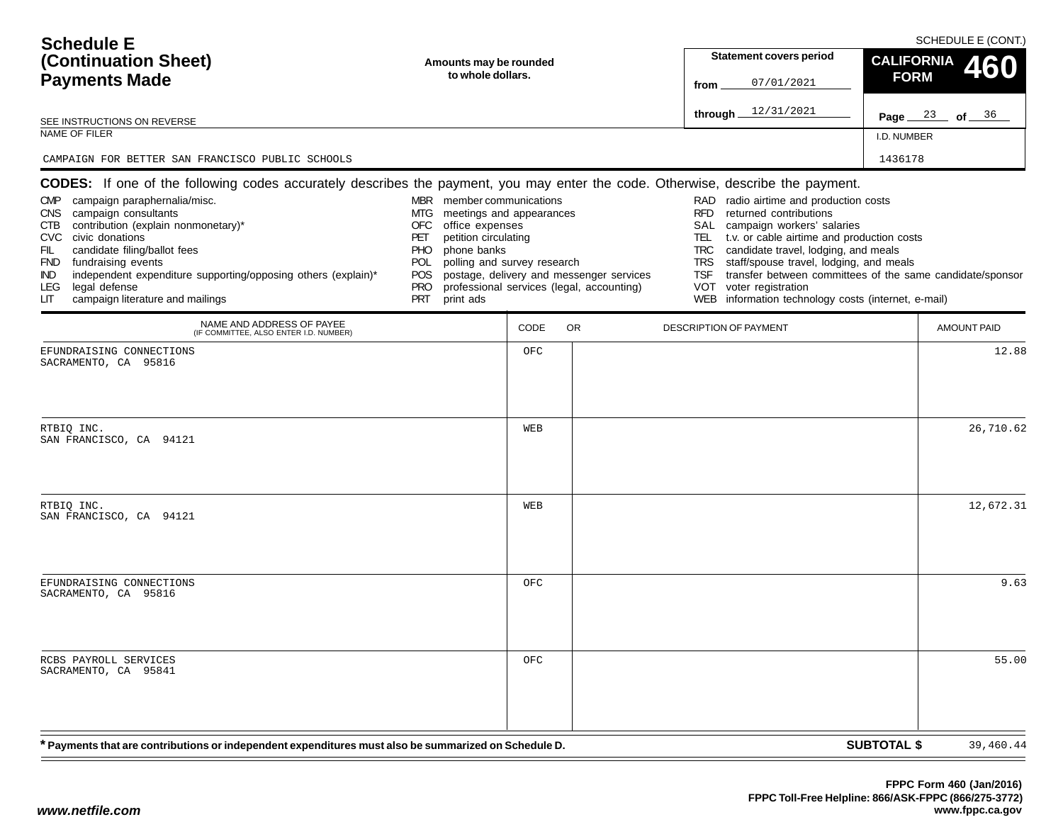# Schedule E (Continuation Sheet) Payments Made

SCHEDULE E (CONT.)

**Amounts may be rounded to whole dollars.**

**Statement covers period**
from 07/01/2021
through 12/31/2021

**CALIFORNIA FORM 460**

Page 23 of 36

SEE INSTRUCTIONS ON REVERSE

NAME OF FILER: CAMPAIGN FOR BETTER SAN FRANCISCO PUBLIC SCHOOLS

I.D. NUMBER: 1436178

**CODES:** If one of the following codes accurately describes the payment, you may enter the code. Otherwise, describe the payment.

| | | | | | |
|---|---|---|---|---|---|
| CMP | campaign paraphernalia/misc. | MBR | member communications | RAD | radio airtime and production costs |
| CNS | campaign consultants | MTG | meetings and appearances | RFD | returned contributions |
| CTB | contribution (explain nonmonetary)* | OFC | office expenses | SAL | campaign workers' salaries |
| CVC | civic donations | PET | petition circulating | TEL | t.v. or cable airtime and production costs |
| FIL | candidate filing/ballot fees | PHO | phone banks | TRC | candidate travel, lodging, and meals |
| FND | fundraising events | POL | polling and survey research | TRS | staff/spouse travel, lodging, and meals |
| IND | independent expenditure supporting/opposing others (explain)* | POS | postage, delivery and messenger services | TSF | transfer between committees of the same candidate/sponsor |
| LEG | legal defense | PRO | professional services (legal, accounting) | VOT | voter registration |
| LIT | campaign literature and mailings | PRT | print ads | WEB | information technology costs (internet, e-mail) |

| NAME AND ADDRESS OF PAYEE (IF COMMITTEE, ALSO ENTER I.D. NUMBER) | CODE | OR DESCRIPTION OF PAYMENT | AMOUNT PAID |
|---|---|---|---|
| EFUNDRAISING CONNECTIONS<br>SACRAMENTO, CA 95816 | OFC | | 12.88 |
| RTBIQ INC.<br>SAN FRANCISCO, CA 94121 | WEB | | 26,710.62 |
| RTBIQ INC.<br>SAN FRANCISCO, CA 94121 | WEB | | 12,672.31 |
| EFUNDRAISING CONNECTIONS<br>SACRAMENTO, CA 95816 | OFC | | 9.63 |
| RCBS PAYROLL SERVICES<br>SACRAMENTO, CA 95841 | OFC | | 55.00 |

**\* Payments that are contributions or independent expenditures must also be summarized on Schedule D.**

**SUBTOTAL $** 39,460.44

**FPPC Form 460 (Jan/2016)**
**FPPC Toll-Free Helpline: 866/ASK-FPPC (866/275-3772)**
**www.fppc.ca.gov**

*www.netfile.com*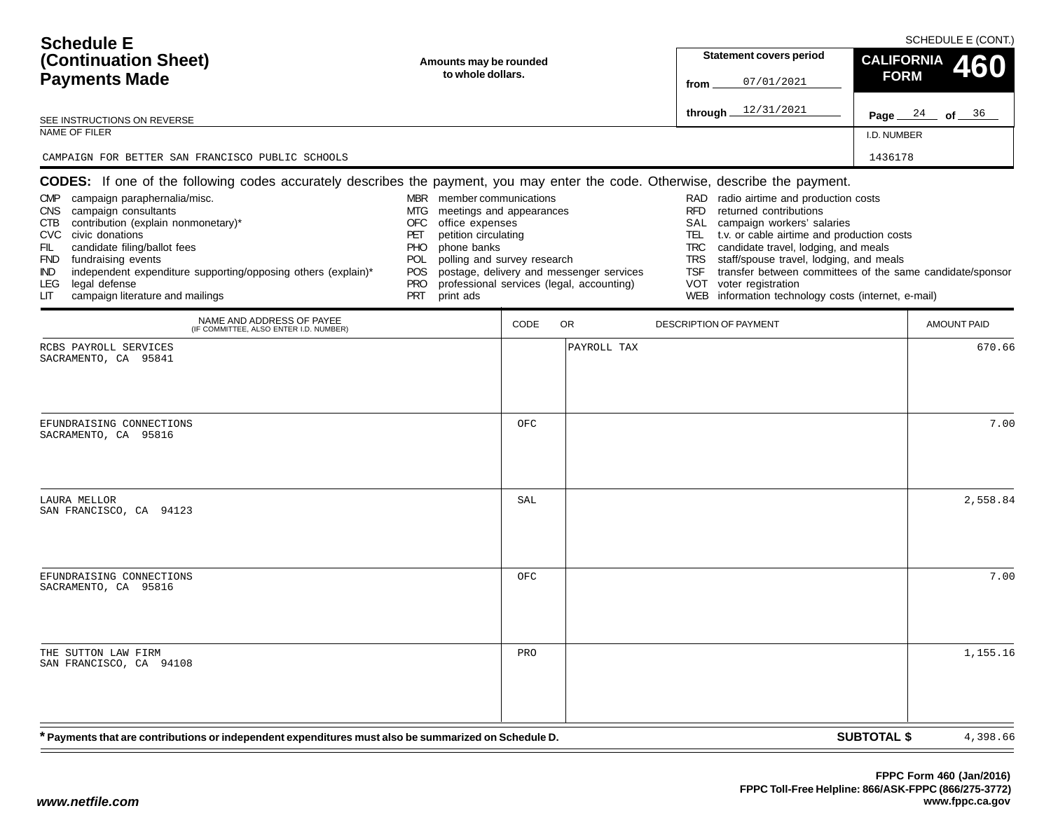# Schedule E (Continuation Sheet) Payments Made

SCHEDULE E (CONT.)

**Amounts may be rounded to whole dollars.**

**Statement covers period**

from 07/01/2021

through 12/31/2021

**CALIFORNIA FORM 460**

SEE INSTRUCTIONS ON REVERSE

NAME OF FILER: CAMPAIGN FOR BETTER SAN FRANCISCO PUBLIC SCHOOLS

I.D. NUMBER: 1436178

**CODES:** If one of the following codes accurately describes the payment, you may enter the code. Otherwise, describe the payment.

- CMP campaign paraphernalia/misc.
- CNS campaign consultants
- CTB contribution (explain nonmonetary)*
- CVC civic donations
- FIL candidate filing/ballot fees
- FND fundraising events
- IND independent expenditure supporting/opposing others (explain)*
- LEG legal defense
- LIT campaign literature and mailings
- MBR member communications
- MTG meetings and appearances
- OFC office expenses
- PET petition circulating
- PHO phone banks
- POL polling and survey research
- POS postage, delivery and messenger services
- PRO professional services (legal, accounting)
- PRT print ads
- RAD radio airtime and production costs
- RFD returned contributions
- SAL campaign workers' salaries
- TEL t.v. or cable airtime and production costs
- TRC candidate travel, lodging, and meals
- TRS staff/spouse travel, lodging, and meals
- TSF transfer between committees of the same candidate/sponsor
- VOT voter registration
- WEB information technology costs (internet, e-mail)

| NAME AND ADDRESS OF PAYEE (IF COMMITTEE, ALSO ENTER I.D. NUMBER) | CODE | DESCRIPTION OF PAYMENT | AMOUNT PAID |
|---|---|---|---|
| RCBS PAYROLL SERVICES<br>SACRAMENTO, CA 95841 | | PAYROLL TAX | 670.66 |
| EFUNDRAISING CONNECTIONS<br>SACRAMENTO, CA 95816 | OFC | | 7.00 |
| LAURA MELLOR<br>SAN FRANCISCO, CA 94123 | SAL | | 2,558.84 |
| EFUNDRAISING CONNECTIONS<br>SACRAMENTO, CA 95816 | OFC | | 7.00 |
| THE SUTTON LAW FIRM<br>SAN FRANCISCO, CA 94108 | PRO | | 1,155.16 |

**\* Payments that are contributions or independent expenditures must also be summarized on Schedule D.**

**SUBTOTAL $** 4,398.66

FPPC Form 460 (Jan/2016)
FPPC Toll-Free Helpline: 866/ASK-FPPC (866/275-3772)
www.fppc.ca.gov

www.netfile.com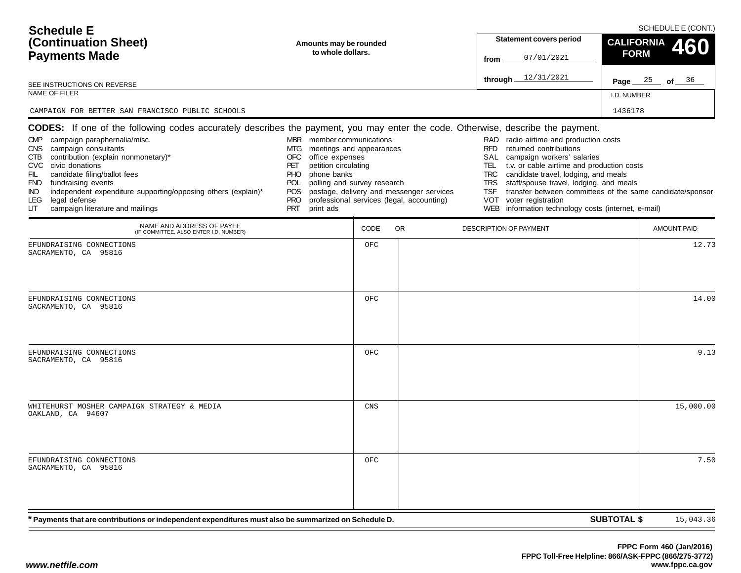# Schedule E (Continuation Sheet) Payments Made

SCHEDULE E (CONT.)

**Amounts may be rounded to whole dollars.**

SEE INSTRUCTIONS ON REVERSE

| Statement covers period | |
|---|---|
| from | 07/01/2021 |
| through | 12/31/2021 |

**CALIFORNIA FORM 460**

Page 25 of 36

| NAME OF FILER | I.D. NUMBER |
|---|---|
| CAMPAIGN FOR BETTER SAN FRANCISCO PUBLIC SCHOOLS | 1436178 |

**CODES:** If one of the following codes accurately describes the payment, you may enter the code. Otherwise, describe the payment.

- CMP campaign paraphernalia/misc.
- CNS campaign consultants
- CTB contribution (explain nonmonetary)*
- CVC civic donations
- FIL candidate filing/ballot fees
- FND fundraising events
- IND independent expenditure supporting/opposing others (explain)*
- LEG legal defense
- LIT campaign literature and mailings
- MBR member communications
- MTG meetings and appearances
- OFC office expenses
- PET petition circulating
- PHO phone banks
- POL polling and survey research
- POS postage, delivery and messenger services
- PRO professional services (legal, accounting)
- PRT print ads
- RAD radio airtime and production costs
- RFD returned contributions
- SAL campaign workers' salaries
- TEL t.v. or cable airtime and production costs
- TRC candidate travel, lodging, and meals
- TRS staff/spouse travel, lodging, and meals
- TSF transfer between committees of the same candidate/sponsor
- VOT voter registration
- WEB information technology costs (internet, e-mail)

| NAME AND ADDRESS OF PAYEE (IF COMMITTEE, ALSO ENTER I.D. NUMBER) | CODE | DESCRIPTION OF PAYMENT | AMOUNT PAID |
|---|---|---|---|
| EFUNDRAISING CONNECTIONS<br>SACRAMENTO, CA 95816 | OFC | | 12.73 |
| EFUNDRAISING CONNECTIONS<br>SACRAMENTO, CA 95816 | OFC | | 14.00 |
| EFUNDRAISING CONNECTIONS<br>SACRAMENTO, CA 95816 | OFC | | 9.13 |
| WHITEHURST MOSHER CAMPAIGN STRATEGY & MEDIA<br>OAKLAND, CA 94607 | CNS | | 15,000.00 |
| EFUNDRAISING CONNECTIONS<br>SACRAMENTO, CA 95816 | OFC | | 7.50 |

\* **Payments that are contributions or independent expenditures must also be summarized on Schedule D.**

**SUBTOTAL $** 15,043.36

FPPC Form 460 (Jan/2016)
FPPC Toll-Free Helpline: 866/ASK-FPPC (866/275-3772)
www.fppc.ca.gov

*www.netfile.com*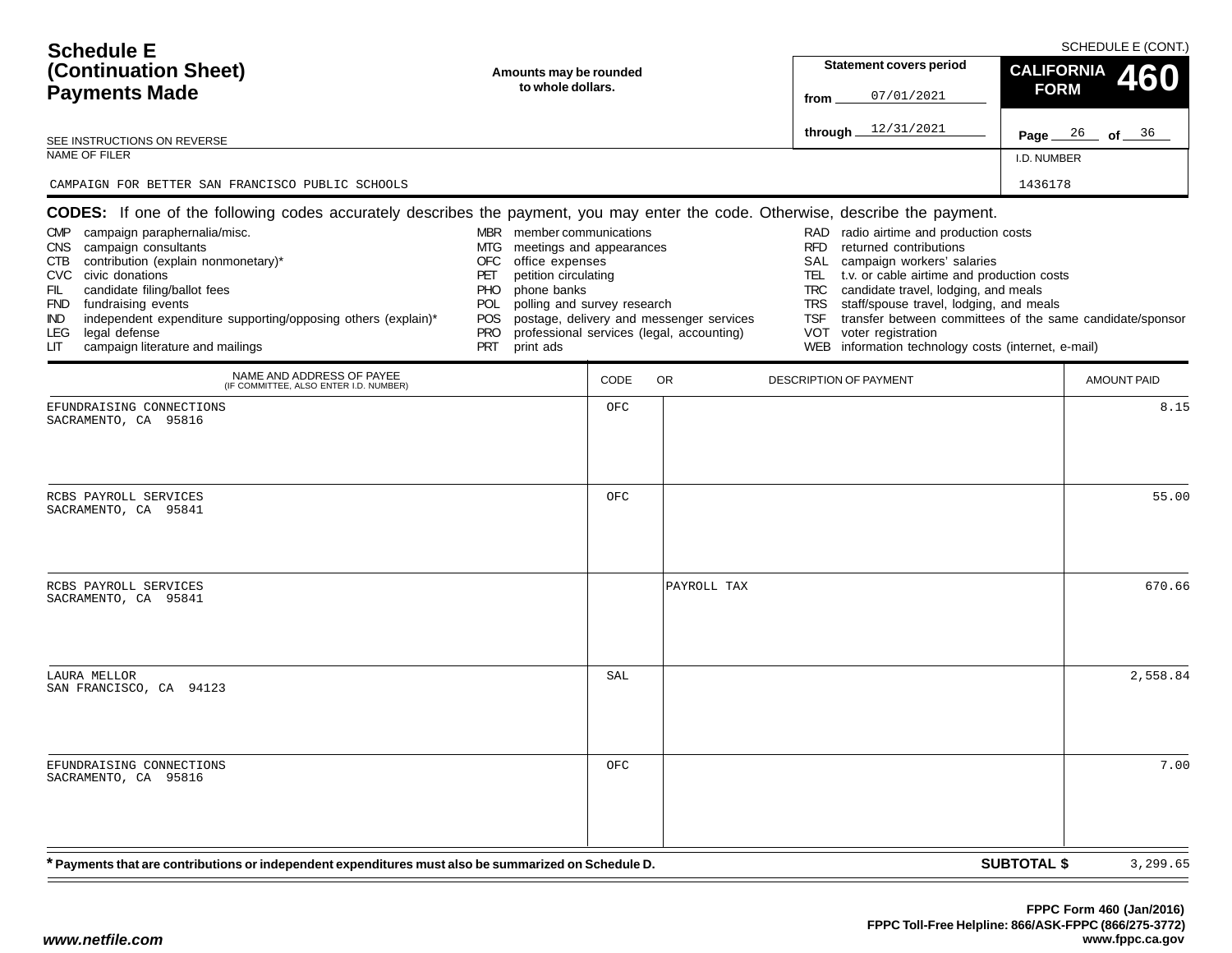# Schedule E (Continuation Sheet) Payments Made

SCHEDULE E (CONT.)

**Amounts may be rounded to whole dollars.**

**Statement covers period**
from 07/01/2021
through 12/31/2021

**CALIFORNIA FORM 460**

Page 26 of 36

SEE INSTRUCTIONS ON REVERSE

NAME OF FILER: CAMPAIGN FOR BETTER SAN FRANCISCO PUBLIC SCHOOLS

I.D. NUMBER: 1436178

**CODES:** If one of the following codes accurately describes the payment, you may enter the code. Otherwise, describe the payment.

- CMP campaign paraphernalia/misc.
- CNS campaign consultants
- CTB contribution (explain nonmonetary)*
- CVC civic donations
- FIL candidate filing/ballot fees
- FND fundraising events
- IND independent expenditure supporting/opposing others (explain)*
- LEG legal defense
- LIT campaign literature and mailings
- MBR member communications
- MTG meetings and appearances
- OFC office expenses
- PET petition circulating
- PHO phone banks
- POL polling and survey research
- POS postage, delivery and messenger services
- PRO professional services (legal, accounting)
- PRT print ads
- RAD radio airtime and production costs
- RFD returned contributions
- SAL campaign workers' salaries
- TEL t.v. or cable airtime and production costs
- TRC candidate travel, lodging, and meals
- TRS staff/spouse travel, lodging, and meals
- TSF transfer between committees of the same candidate/sponsor
- VOT voter registration
- WEB information technology costs (internet, e-mail)

| NAME AND ADDRESS OF PAYEE (IF COMMITTEE, ALSO ENTER I.D. NUMBER) | CODE | OR DESCRIPTION OF PAYMENT | AMOUNT PAID |
|---|---|---|---|
| EFUNDRAISING CONNECTIONS<br>SACRAMENTO, CA 95816 | OFC | | 8.15 |
| RCBS PAYROLL SERVICES<br>SACRAMENTO, CA 95841 | OFC | | 55.00 |
| RCBS PAYROLL SERVICES<br>SACRAMENTO, CA 95841 | | PAYROLL TAX | 670.66 |
| LAURA MELLOR<br>SAN FRANCISCO, CA 94123 | SAL | | 2,558.84 |
| EFUNDRAISING CONNECTIONS<br>SACRAMENTO, CA 95816 | OFC | | 7.00 |

**\* Payments that are contributions or independent expenditures must also be summarized on Schedule D.**

**SUBTOTAL $** 3,299.65

FPPC Form 460 (Jan/2016)
FPPC Toll-Free Helpline: 866/ASK-FPPC (866/275-3772)
www.fppc.ca.gov

www.netfile.com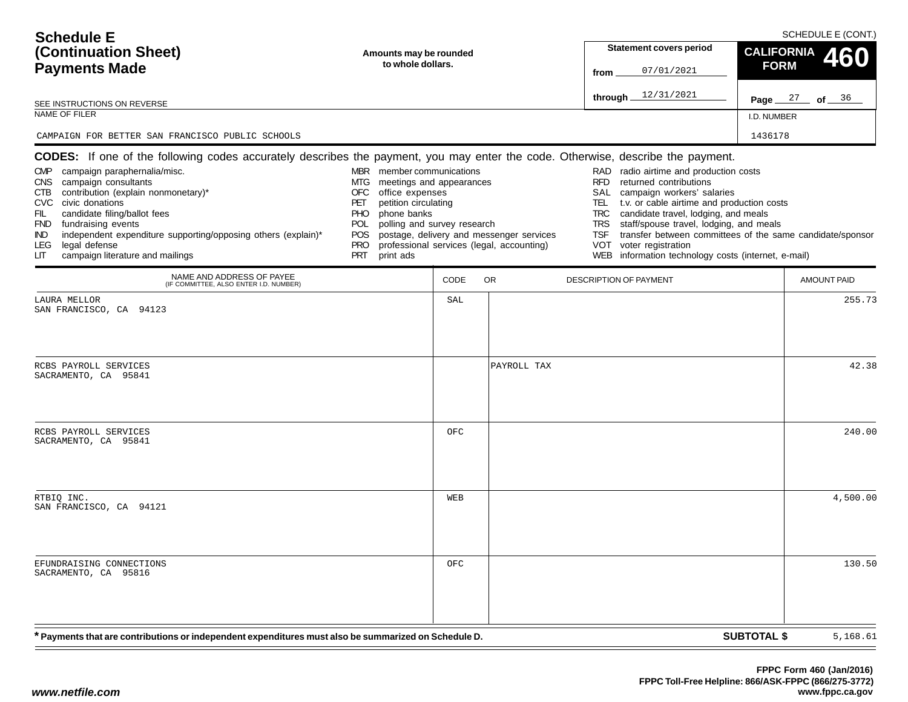# Schedule E (Continuation Sheet) Payments Made

SCHEDULE E (CONT.)

Amounts may be rounded to whole dollars.

SEE INSTRUCTIONS ON REVERSE

**Statement covers period**
from 07/01/2021
through 12/31/2021

**CALIFORNIA FORM 460**

NAME OF FILER: CAMPAIGN FOR BETTER SAN FRANCISCO PUBLIC SCHOOLS

I.D. NUMBER: 1436178

**CODES:** If one of the following codes accurately describes the payment, you may enter the code. Otherwise, describe the payment.

- CMP campaign paraphernalia/misc.
- CNS campaign consultants
- CTB contribution (explain nonmonetary)*
- CVC civic donations
- FIL candidate filing/ballot fees
- FND fundraising events
- IND independent expenditure supporting/opposing others (explain)*
- LEG legal defense
- LIT campaign literature and mailings
- MBR member communications
- MTG meetings and appearances
- OFC office expenses
- PET petition circulating
- PHO phone banks
- POL polling and survey research
- POS postage, delivery and messenger services
- PRO professional services (legal, accounting)
- PRT print ads
- RAD radio airtime and production costs
- RFD returned contributions
- SAL campaign workers' salaries
- TEL t.v. or cable airtime and production costs
- TRC candidate travel, lodging, and meals
- TRS staff/spouse travel, lodging, and meals
- TSF transfer between committees of the same candidate/sponsor
- VOT voter registration
- WEB information technology costs (internet, e-mail)

| NAME AND ADDRESS OF PAYEE (IF COMMITTEE, ALSO ENTER I.D. NUMBER) | CODE | OR DESCRIPTION OF PAYMENT | AMOUNT PAID |
|---|---|---|---|
| LAURA MELLOR<br>SAN FRANCISCO, CA 94123 | SAL | | 255.73 |
| RCBS PAYROLL SERVICES<br>SACRAMENTO, CA 95841 | | PAYROLL TAX | 42.38 |
| RCBS PAYROLL SERVICES<br>SACRAMENTO, CA 95841 | OFC | | 240.00 |
| RTBIQ INC.<br>SAN FRANCISCO, CA 94121 | WEB | | 4,500.00 |
| EFUNDRAISING CONNECTIONS<br>SACRAMENTO, CA 95816 | OFC | | 130.50 |

**\* Payments that are contributions or independent expenditures must also be summarized on Schedule D.**

**SUBTOTAL $** 5,168.61

FPPC Form 460 (Jan/2016)
FPPC Toll-Free Helpline: 866/ASK-FPPC (866/275-3772)
www.fppc.ca.gov

www.netfile.com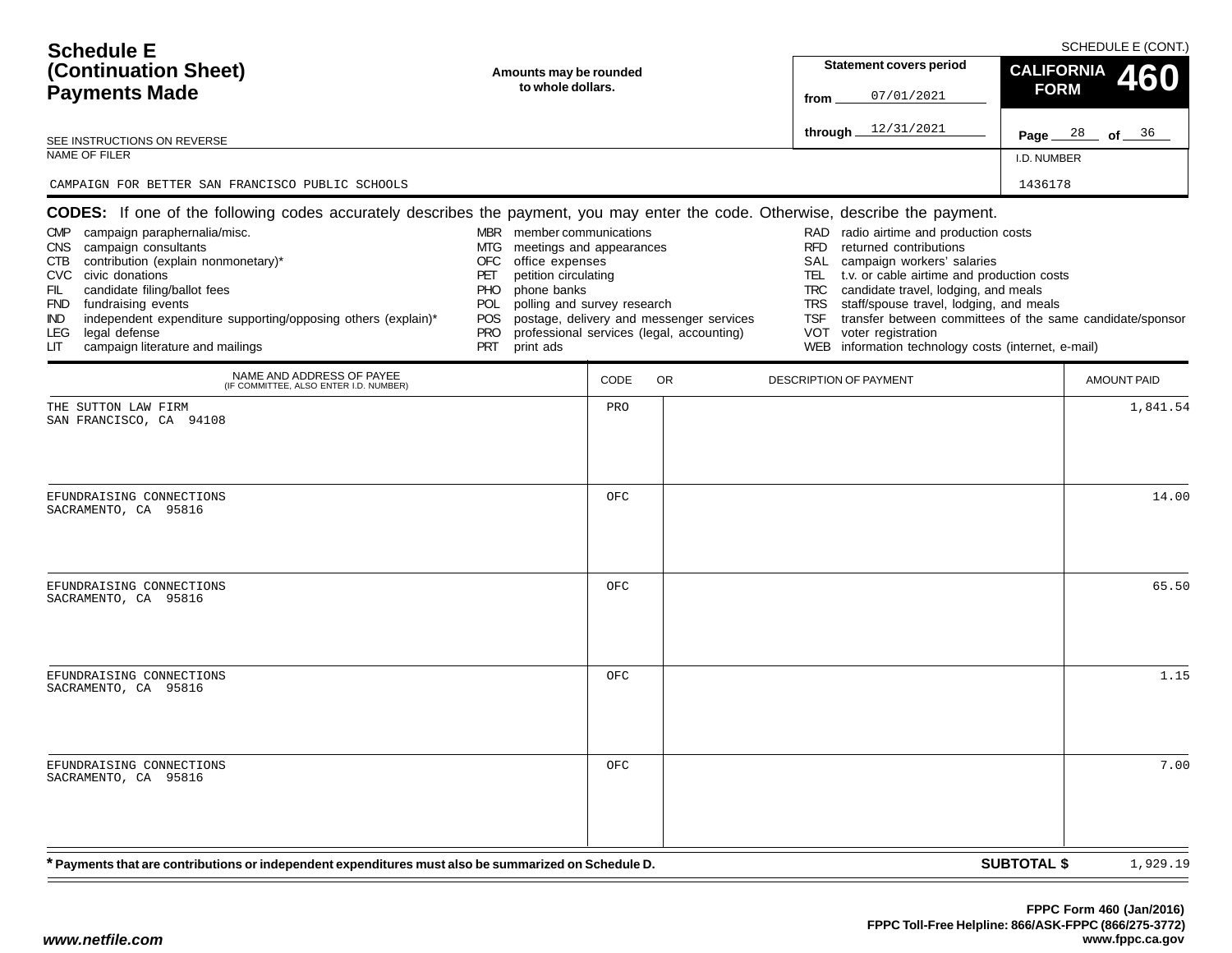# Schedule E (Continuation Sheet) Payments Made

SCHEDULE E (CONT.)

**Amounts may be rounded to whole dollars.**

SEE INSTRUCTIONS ON REVERSE

| Statement covers period | |
|---|---|
| from | 07/01/2021 |
| through | 12/31/2021 |

**CALIFORNIA FORM 460**

Page 28 of 36

| NAME OF FILER | I.D. NUMBER |
|---|---|
| CAMPAIGN FOR BETTER SAN FRANCISCO PUBLIC SCHOOLS | 1436178 |

**CODES:** If one of the following codes accurately describes the payment, you may enter the code. Otherwise, describe the payment.

- CMP campaign paraphernalia/misc.
- CNS campaign consultants
- CTB contribution (explain nonmonetary)*
- CVC civic donations
- FIL candidate filing/ballot fees
- FND fundraising events
- IND independent expenditure supporting/opposing others (explain)*
- LEG legal defense
- LIT campaign literature and mailings
- MBR member communications
- MTG meetings and appearances
- OFC office expenses
- PET petition circulating
- PHO phone banks
- POL polling and survey research
- POS postage, delivery and messenger services
- PRO professional services (legal, accounting)
- PRT print ads
- RAD radio airtime and production costs
- RFD returned contributions
- SAL campaign workers' salaries
- TEL t.v. or cable airtime and production costs
- TRC candidate travel, lodging, and meals
- TRS staff/spouse travel, lodging, and meals
- TSF transfer between committees of the same candidate/sponsor
- VOT voter registration
- WEB information technology costs (internet, e-mail)

| NAME AND ADDRESS OF PAYEE (IF COMMITTEE, ALSO ENTER I.D. NUMBER) | CODE | OR DESCRIPTION OF PAYMENT | AMOUNT PAID |
|---|---|---|---|
| THE SUTTON LAW FIRM<br>SAN FRANCISCO, CA 94108 | PRO | | 1,841.54 |
| EFUNDRAISING CONNECTIONS<br>SACRAMENTO, CA 95816 | OFC | | 14.00 |
| EFUNDRAISING CONNECTIONS<br>SACRAMENTO, CA 95816 | OFC | | 65.50 |
| EFUNDRAISING CONNECTIONS<br>SACRAMENTO, CA 95816 | OFC | | 1.15 |
| EFUNDRAISING CONNECTIONS<br>SACRAMENTO, CA 95816 | OFC | | 7.00 |

\* **Payments that are contributions or independent expenditures must also be summarized on Schedule D.**

**SUBTOTAL $** 1,929.19

**FPPC Form 460 (Jan/2016)**
**FPPC Toll-Free Helpline: 866/ASK-FPPC (866/275-3772)**
**www.fppc.ca.gov**

*www.netfile.com*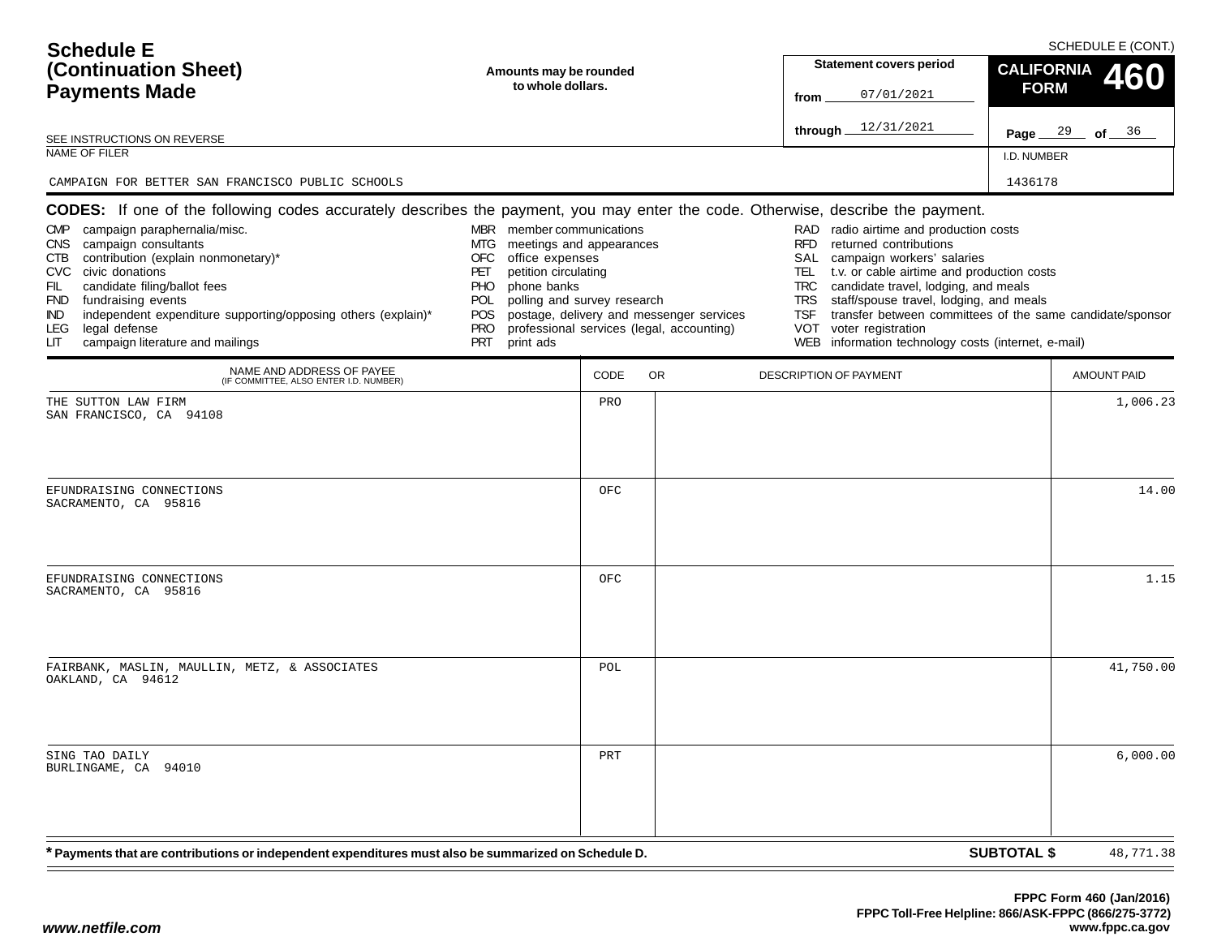# Schedule E (Continuation Sheet) Payments Made

SCHEDULE E (CONT.)

**Amounts may be rounded to whole dollars.**

| Statement covers period | |
|---|---|
| from | 07/01/2021 |
| through | 12/31/2021 |

**CALIFORNIA FORM 460**

Page 29 of 36

SEE INSTRUCTIONS ON REVERSE

NAME OF FILER: CAMPAIGN FOR BETTER SAN FRANCISCO PUBLIC SCHOOLS

I.D. NUMBER: 1436178

**CODES:** If one of the following codes accurately describes the payment, you may enter the code. Otherwise, describe the payment.

- CMP campaign paraphernalia/misc.
- CNS campaign consultants
- CTB contribution (explain nonmonetary)*
- CVC civic donations
- FIL candidate filing/ballot fees
- FND fundraising events
- IND independent expenditure supporting/opposing others (explain)*
- LEG legal defense
- LIT campaign literature and mailings
- MBR member communications
- MTG meetings and appearances
- OFC office expenses
- PET petition circulating
- PHO phone banks
- POL polling and survey research
- POS postage, delivery and messenger services
- PRO professional services (legal, accounting)
- PRT print ads
- RAD radio airtime and production costs
- RFD returned contributions
- SAL campaign workers' salaries
- TEL t.v. or cable airtime and production costs
- TRC candidate travel, lodging, and meals
- TRS staff/spouse travel, lodging, and meals
- TSF transfer between committees of the same candidate/sponsor
- VOT voter registration
- WEB information technology costs (internet, e-mail)

| NAME AND ADDRESS OF PAYEE (IF COMMITTEE, ALSO ENTER I.D. NUMBER) | CODE | OR DESCRIPTION OF PAYMENT | AMOUNT PAID |
|---|---|---|---|
| THE SUTTON LAW FIRM<br>SAN FRANCISCO, CA 94108 | PRO | | 1,006.23 |
| EFUNDRAISING CONNECTIONS<br>SACRAMENTO, CA 95816 | OFC | | 14.00 |
| EFUNDRAISING CONNECTIONS<br>SACRAMENTO, CA 95816 | OFC | | 1.15 |
| FAIRBANK, MASLIN, MAULLIN, METZ, & ASSOCIATES<br>OAKLAND, CA 94612 | POL | | 41,750.00 |
| SING TAO DAILY<br>BURLINGAME, CA 94010 | PRT | | 6,000.00 |

**\* Payments that are contributions or independent expenditures must also be summarized on Schedule D.**

**SUBTOTAL $** 48,771.38

FPPC Form 460 (Jan/2016)
FPPC Toll-Free Helpline: 866/ASK-FPPC (866/275-3772)
www.fppc.ca.gov

*www.netfile.com*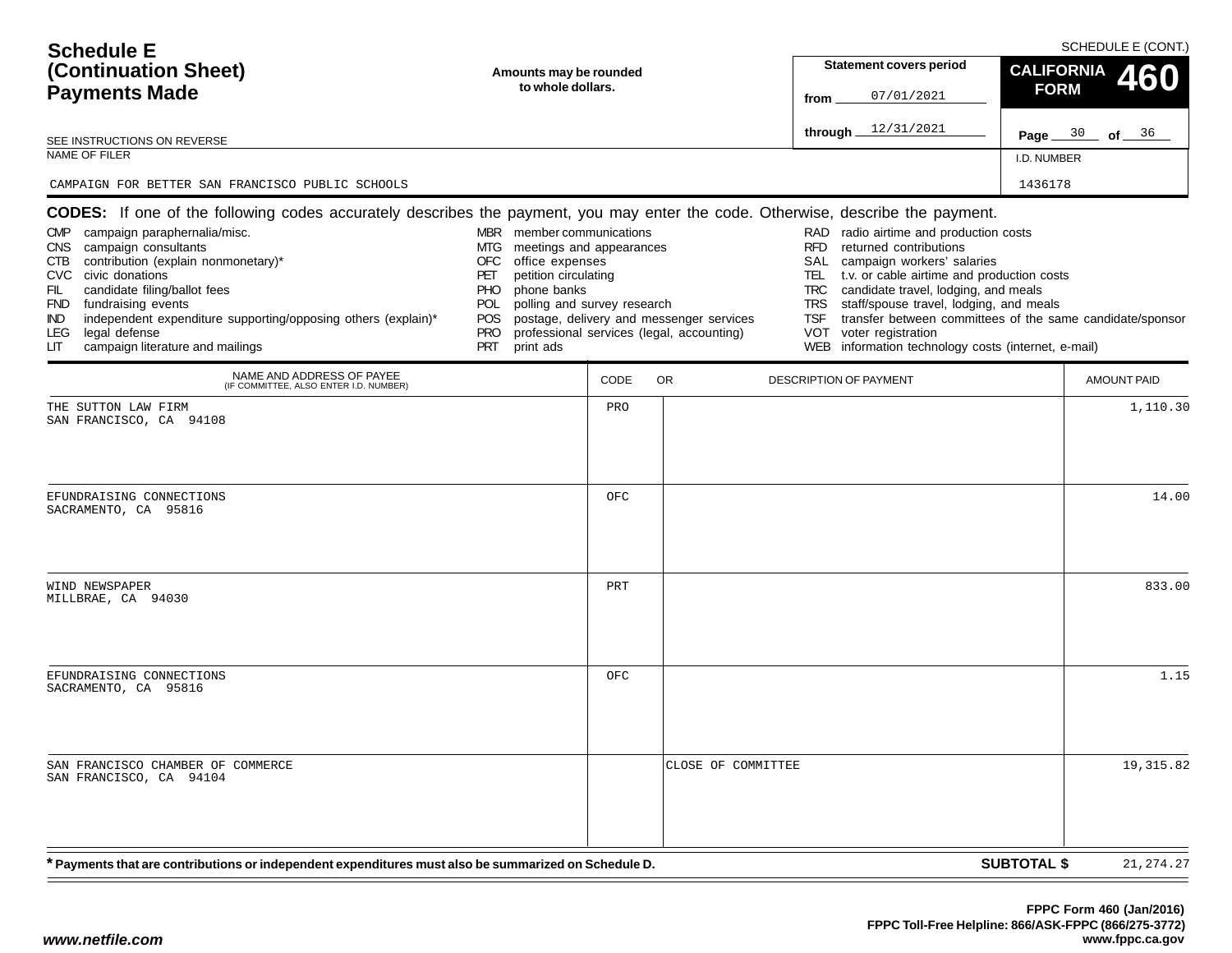# Schedule E (Continuation Sheet) Payments Made

SCHEDULE E (CONT.)

Amounts may be rounded to whole dollars.

SEE INSTRUCTIONS ON REVERSE

**Statement covers period**

from 07/01/2021

through 12/31/2021

**CALIFORNIA FORM 460**

Page 30 of 36

NAME OF FILER: CAMPAIGN FOR BETTER SAN FRANCISCO PUBLIC SCHOOLS

I.D. NUMBER: 1436178

**CODES:** If one of the following codes accurately describes the payment, you may enter the code. Otherwise, describe the payment.

- CMP campaign paraphernalia/misc.
- CNS campaign consultants
- CTB contribution (explain nonmonetary)*
- CVC civic donations
- FIL candidate filing/ballot fees
- FND fundraising events
- IND independent expenditure supporting/opposing others (explain)*
- LEG legal defense
- LIT campaign literature and mailings
- MBR member communications
- MTG meetings and appearances
- OFC office expenses
- PET petition circulating
- PHO phone banks
- POL polling and survey research
- POS postage, delivery and messenger services
- PRO professional services (legal, accounting)
- PRT print ads
- RAD radio airtime and production costs
- RFD returned contributions
- SAL campaign workers' salaries
- TEL t.v. or cable airtime and production costs
- TRC candidate travel, lodging, and meals
- TRS staff/spouse travel, lodging, and meals
- TSF transfer between committees of the same candidate/sponsor
- VOT voter registration
- WEB information technology costs (internet, e-mail)

| NAME AND ADDRESS OF PAYEE (IF COMMITTEE, ALSO ENTER I.D. NUMBER) | CODE | OR DESCRIPTION OF PAYMENT | AMOUNT PAID |
|---|---|---|---|
| THE SUTTON LAW FIRM<br>SAN FRANCISCO, CA 94108 | PRO | | 1,110.30 |
| EFUNDRAISING CONNECTIONS<br>SACRAMENTO, CA 95816 | OFC | | 14.00 |
| WIND NEWSPAPER<br>MILLBRAE, CA 94030 | PRT | | 833.00 |
| EFUNDRAISING CONNECTIONS<br>SACRAMENTO, CA 95816 | OFC | | 1.15 |
| SAN FRANCISCO CHAMBER OF COMMERCE<br>SAN FRANCISCO, CA 94104 | | CLOSE OF COMMITTEE | 19,315.82 |

\* Payments that are contributions or independent expenditures must also be summarized on Schedule D.

**SUBTOTAL $** 21,274.27

FPPC Form 460 (Jan/2016)
FPPC Toll-Free Helpline: 866/ASK-FPPC (866/275-3772)
www.fppc.ca.gov

www.netfile.com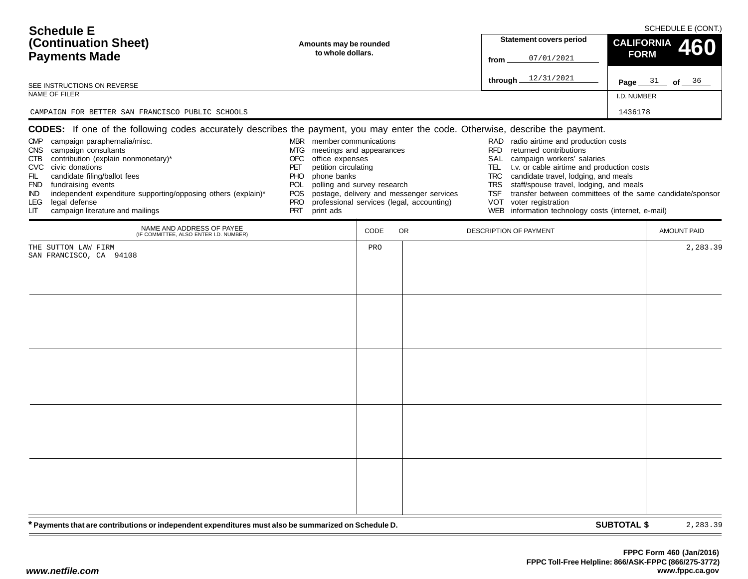SCHEDULE E (CONT.)

# Schedule E (Continuation Sheet) Payments Made

SEE INSTRUCTIONS ON REVERSE

**Amounts may be rounded to whole dollars.**

**Statement covers period**

from 07/01/2021

through 12/31/2021

**CALIFORNIA FORM 460**

NAME OF FILER

CAMPAIGN FOR BETTER SAN FRANCISCO PUBLIC SCHOOLS

I.D. NUMBER

1436178

**CODES:** If one of the following codes accurately describes the payment, you may enter the code. Otherwise, describe the payment.

- CMP campaign paraphernalia/misc.
- CNS campaign consultants
- CTB contribution (explain nonmonetary)*
- CVC civic donations
- FIL candidate filing/ballot fees
- FND fundraising events
- IND independent expenditure supporting/opposing others (explain)*
- LEG legal defense
- LIT campaign literature and mailings
- MBR member communications
- MTG meetings and appearances
- OFC office expenses
- PET petition circulating
- PHO phone banks
- POL polling and survey research
- POS postage, delivery and messenger services
- PRO professional services (legal, accounting)
- PRT print ads
- RAD radio airtime and production costs
- RFD returned contributions
- SAL campaign workers' salaries
- TEL t.v. or cable airtime and production costs
- TRC candidate travel, lodging, and meals
- TRS staff/spouse travel, lodging, and meals
- TSF transfer between committees of the same candidate/sponsor
- VOT voter registration
- WEB information technology costs (internet, e-mail)

| NAME AND ADDRESS OF PAYEE (IF COMMITTEE, ALSO ENTER I.D. NUMBER) | CODE | OR DESCRIPTION OF PAYMENT | AMOUNT PAID |
|---|---|---|---|
| THE SUTTON LAW FIRM<br>SAN FRANCISCO, CA 94108 | PRO | | 2,283.39 |
| | | | |
| | | | |
| | | | |
| | | | |

**\* Payments that are contributions or independent expenditures must also be summarized on Schedule D.**

**SUBTOTAL $** 2,283.39

FPPC Form 460 (Jan/2016)
FPPC Toll-Free Helpline: 866/ASK-FPPC (866/275-3772)
www.fppc.ca.gov

*www.netfile.com*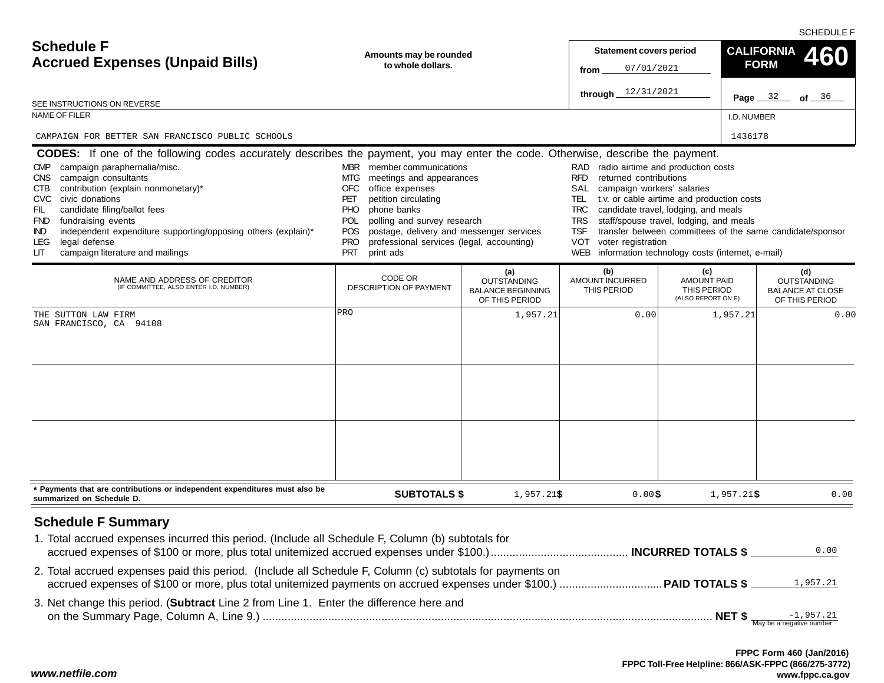SCHEDULE F

# Schedule F
## Accrued Expenses (Unpaid Bills)

**Amounts may be rounded to whole dollars.**

**Statement covers period**
from 07/01/2021
through 12/31/2021

**CALIFORNIA FORM 460**

Page 32 of 36

SEE INSTRUCTIONS ON REVERSE

NAME OF FILER: CAMPAIGN FOR BETTER SAN FRANCISCO PUBLIC SCHOOLS

I.D. NUMBER: 1436178

**CODES:** If one of the following codes accurately describes the payment, you may enter the code. Otherwise, describe the payment.

- CMP campaign paraphernalia/misc.
- CNS campaign consultants
- CTB contribution (explain nonmonetary)*
- CVC civic donations
- FIL candidate filing/ballot fees
- FND fundraising events
- IND independent expenditure supporting/opposing others (explain)*
- LEG legal defense
- LIT campaign literature and mailings
- MBR member communications
- MTG meetings and appearances
- OFC office expenses
- PET petition circulating
- PHO phone banks
- POL polling and survey research
- POS postage, delivery and messenger services
- PRO professional services (legal, accounting)
- PRT print ads
- RAD radio airtime and production costs
- RFD returned contributions
- SAL campaign workers' salaries
- TEL t.v. or cable airtime and production costs
- TRC candidate travel, lodging, and meals
- TRS staff/spouse travel, lodging, and meals
- TSF transfer between committees of the same candidate/sponsor
- VOT voter registration
- WEB information technology costs (internet, e-mail)

| NAME AND ADDRESS OF CREDITOR (IF COMMITTEE, ALSO ENTER I.D. NUMBER) | CODE OR DESCRIPTION OF PAYMENT | (a) OUTSTANDING BALANCE BEGINNING OF THIS PERIOD | (b) AMOUNT INCURRED THIS PERIOD | (c) AMOUNT PAID THIS PERIOD (ALSO REPORT ON E) | (d) OUTSTANDING BALANCE AT CLOSE OF THIS PERIOD |
|---|---|---|---|---|---|
| THE SUTTON LAW FIRM<br>SAN FRANCISCO, CA 94108 | PRO | 1,957.21 | 0.00 | 1,957.21 | 0.00 |
| | | | | | |
| | | | | | |
| **SUBTOTALS $** | | 1,957.21 | $ 0.00 | $ 1,957.21 | $ 0.00 |

**\*** **Payments that are contributions or independent expenditures must also be summarized on Schedule D.**

## Schedule F Summary

1. Total accrued expenses incurred this period. (Include all Schedule F, Column (b) subtotals for accrued expenses of $100 or more, plus total unitemized accrued expenses under $100.) ........ **INCURRED TOTALS $** 0.00
2. Total accrued expenses paid this period. (Include all Schedule F, Column (c) subtotals for payments on accrued expenses of $100 or more, plus total unitemized payments on accrued expenses under $100.) ........ **PAID TOTALS $** 1,957.21
3. Net change this period. (**Subtract** Line 2 from Line 1. Enter the difference here and on the Summary Page, Column A, Line 9.) ........ **NET $** -1,957.21 (May be a negative number)

**FPPC Form 460 (Jan/2016)**
**FPPC Toll-Free Helpline: 866/ASK-FPPC (866/275-3772)**
**www.fppc.ca.gov**

***www.netfile.com***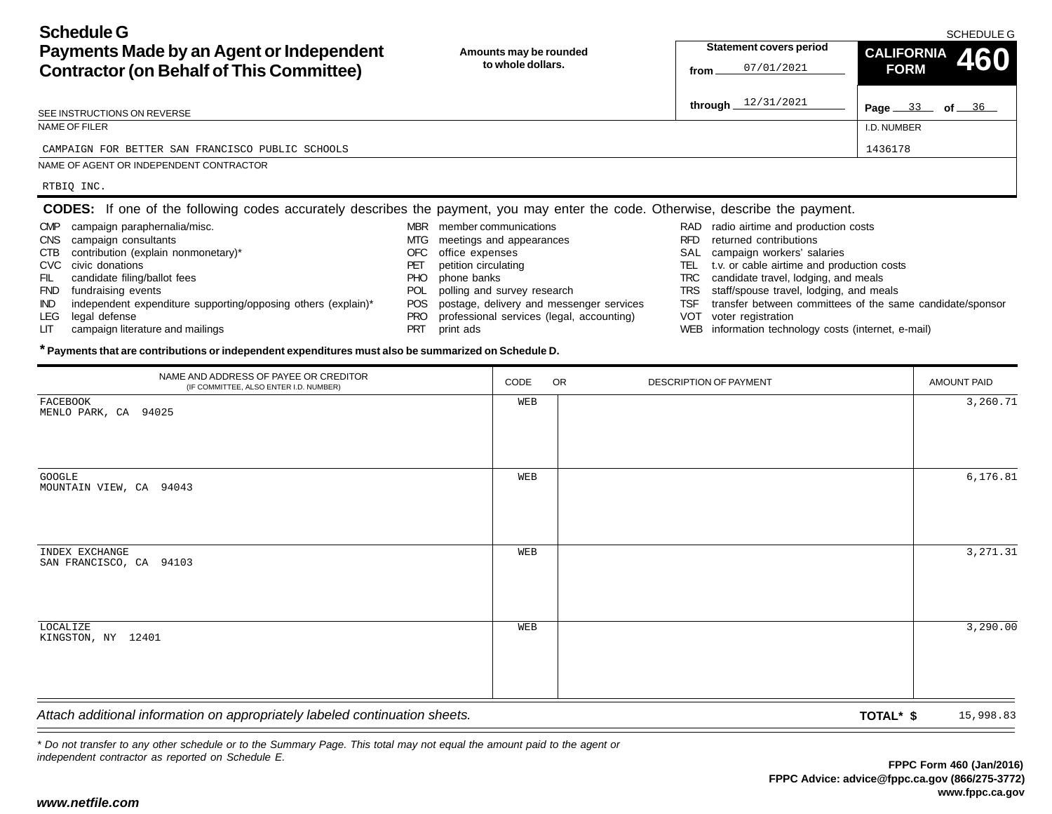# Schedule G
## Payments Made by an Agent or Independent Contractor (on Behalf of This Committee)

SCHEDULE G

**Amounts may be rounded to whole dollars.**

**Statement covers period**
from 07/01/2021
through 12/31/2021

**CALIFORNIA FORM 460**

SEE INSTRUCTIONS ON REVERSE

NAME OF FILER: CAMPAIGN FOR BETTER SAN FRANCISCO PUBLIC SCHOOLS

I.D. NUMBER: 1436178

NAME OF AGENT OR INDEPENDENT CONTRACTOR: RTBIQ INC.

**CODES:** If one of the following codes accurately describes the payment, you may enter the code. Otherwise, describe the payment.

- CMP campaign paraphernalia/misc.
- CNS campaign consultants
- CTB contribution (explain nonmonetary)*
- CVC civic donations
- FIL candidate filing/ballot fees
- FND fundraising events
- IND independent expenditure supporting/opposing others (explain)*
- LEG legal defense
- LIT campaign literature and mailings
- MBR member communications
- MTG meetings and appearances
- OFC office expenses
- PET petition circulating
- PHO phone banks
- POL polling and survey research
- POS postage, delivery and messenger services
- PRO professional services (legal, accounting)
- PRT print ads
- RAD radio airtime and production costs
- RFD returned contributions
- SAL campaign workers' salaries
- TEL t.v. or cable airtime and production costs
- TRC candidate travel, lodging, and meals
- TRS staff/spouse travel, lodging, and meals
- TSF transfer between committees of the same candidate/sponsor
- VOT voter registration
- WEB information technology costs (internet, e-mail)

**\* Payments that are contributions or independent expenditures must also be summarized on Schedule D.**

| NAME AND ADDRESS OF PAYEE OR CREDITOR (IF COMMITTEE, ALSO ENTER I.D. NUMBER) | CODE | OR DESCRIPTION OF PAYMENT | AMOUNT PAID |
|---|---|---|---|
| FACEBOOK<br>MENLO PARK, CA 94025 | WEB | | 3,260.71 |
| GOOGLE<br>MOUNTAIN VIEW, CA 94043 | WEB | | 6,176.81 |
| INDEX EXCHANGE<br>SAN FRANCISCO, CA 94103 | WEB | | 3,271.31 |
| LOCALIZE<br>KINGSTON, NY 12401 | WEB | | 3,290.00 |

*Attach additional information on appropriately labeled continuation sheets.*

**TOTAL\* $** 15,998.83

*\* Do not transfer to any other schedule or to the Summary Page. This total may not equal the amount paid to the agent or independent contractor as reported on Schedule E.*

**FPPC Form 460 (Jan/2016)**
**FPPC Advice: advice@fppc.ca.gov (866/275-3772)**
**www.fppc.ca.gov**

***www.netfile.com***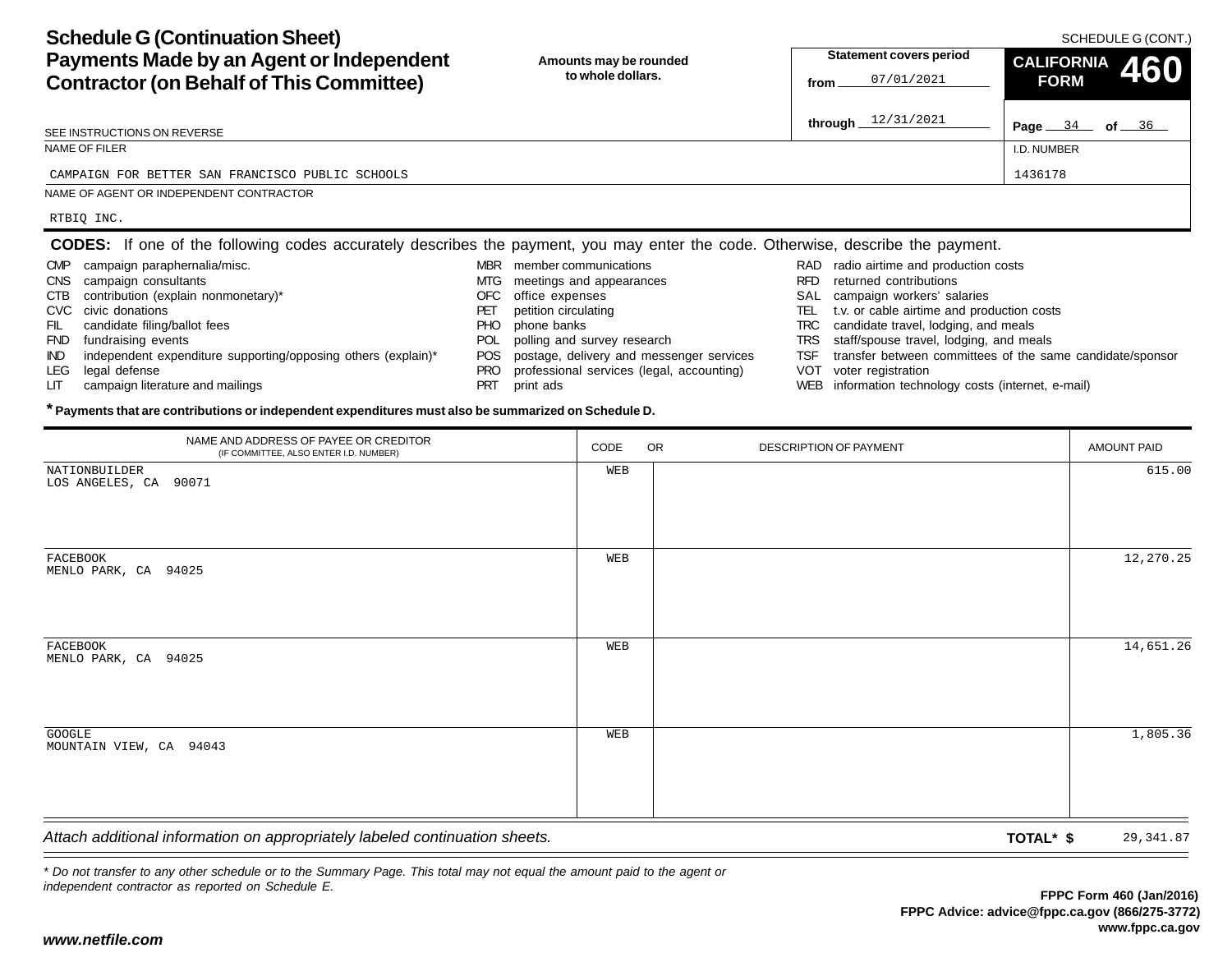# Schedule G (Continuation Sheet)
# Payments Made by an Agent or Independent Contractor (on Behalf of This Committee)

SCHEDULE G (CONT.)

**Amounts may be rounded to whole dollars.**

**Statement covers period**
from 07/01/2021
through 12/31/2021

**CALIFORNIA FORM 460**

Page 34 of 36

SEE INSTRUCTIONS ON REVERSE

NAME OF FILER: CAMPAIGN FOR BETTER SAN FRANCISCO PUBLIC SCHOOLS

I.D. NUMBER: 1436178

NAME OF AGENT OR INDEPENDENT CONTRACTOR: RTBIQ INC.

**CODES:** If one of the following codes accurately describes the payment, you may enter the code. Otherwise, describe the payment.

- CMP campaign paraphernalia/misc.
- CNS campaign consultants
- CTB contribution (explain nonmonetary)*
- CVC civic donations
- FIL candidate filing/ballot fees
- FND fundraising events
- IND independent expenditure supporting/opposing others (explain)*
- LEG legal defense
- LIT campaign literature and mailings
- MBR member communications
- MTG meetings and appearances
- OFC office expenses
- PET petition circulating
- PHO phone banks
- POL polling and survey research
- POS postage, delivery and messenger services
- PRO professional services (legal, accounting)
- PRT print ads
- RAD radio airtime and production costs
- RFD returned contributions
- SAL campaign workers' salaries
- TEL t.v. or cable airtime and production costs
- TRC candidate travel, lodging, and meals
- TRS staff/spouse travel, lodging, and meals
- TSF transfer between committees of the same candidate/sponsor
- VOT voter registration
- WEB information technology costs (internet, e-mail)

**\* Payments that are contributions or independent expenditures must also be summarized on Schedule D.**

| NAME AND ADDRESS OF PAYEE OR CREDITOR (IF COMMITTEE, ALSO ENTER I.D. NUMBER) | CODE | OR DESCRIPTION OF PAYMENT | AMOUNT PAID |
|---|---|---|---|
| NATIONBUILDER<br>LOS ANGELES, CA 90071 | WEB | | 615.00 |
| FACEBOOK<br>MENLO PARK, CA 94025 | WEB | | 12,270.25 |
| FACEBOOK<br>MENLO PARK, CA 94025 | WEB | | 14,651.26 |
| GOOGLE<br>MOUNTAIN VIEW, CA 94043 | WEB | | 1,805.36 |

*Attach additional information on appropriately labeled continuation sheets.*

**TOTAL\* $** 29,341.87

*\* Do not transfer to any other schedule or to the Summary Page. This total may not equal the amount paid to the agent or independent contractor as reported on Schedule E.*

**FPPC Form 460 (Jan/2016)**
**FPPC Advice: advice@fppc.ca.gov (866/275-3772)**
**www.fppc.ca.gov**

***www.netfile.com***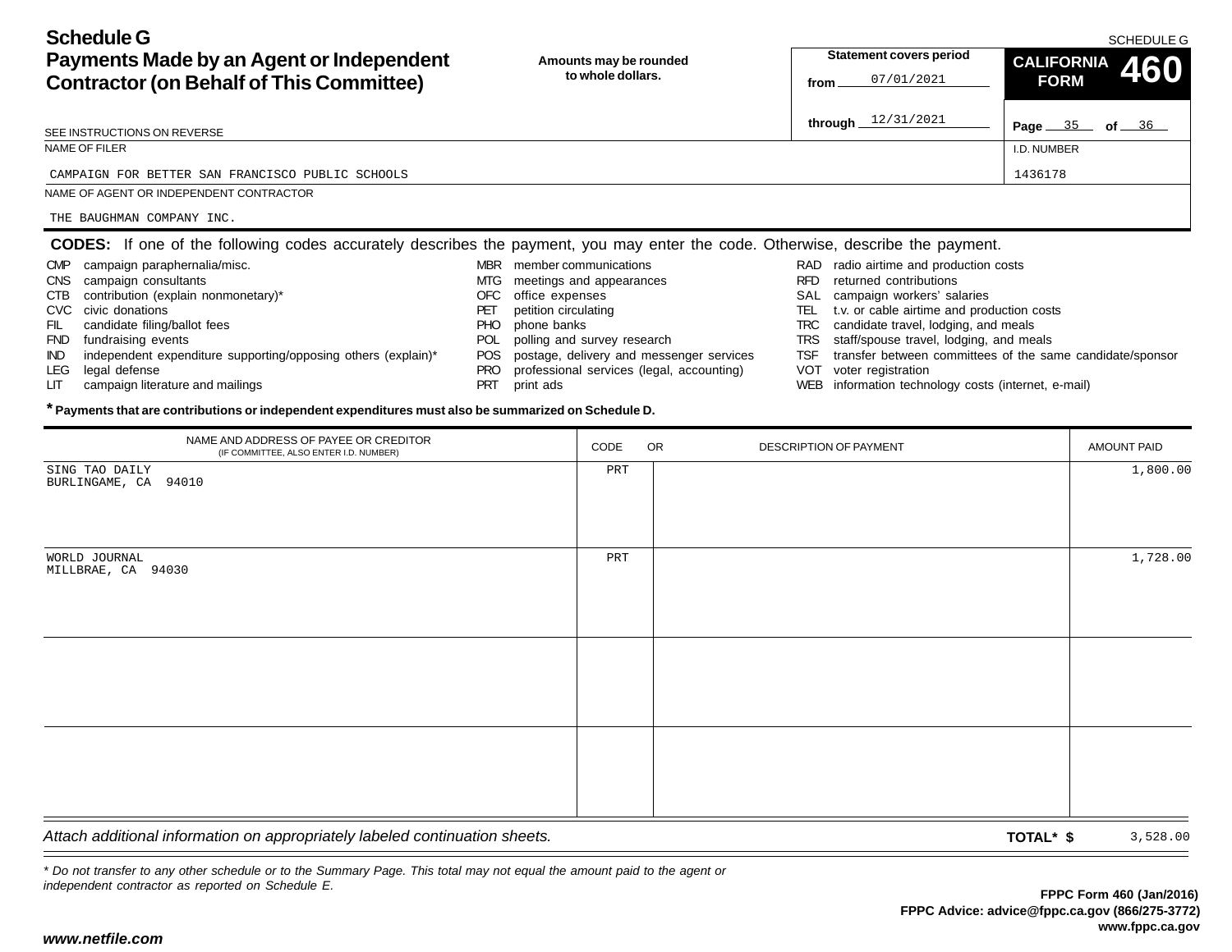# Schedule G

## Payments Made by an Agent or Independent Contractor (on Behalf of This Committee)

SCHEDULE G

**Amounts may be rounded to whole dollars.**

**Statement covers period**

from 07/01/2021

through 12/31/2021

**CALIFORNIA FORM 460**

Page 35 of 36

SEE INSTRUCTIONS ON REVERSE

NAME OF FILER: CAMPAIGN FOR BETTER SAN FRANCISCO PUBLIC SCHOOLS

I.D. NUMBER: 1436178

NAME OF AGENT OR INDEPENDENT CONTRACTOR: THE BAUGHMAN COMPANY INC.

**CODES:** If one of the following codes accurately describes the payment, you may enter the code. Otherwise, describe the payment.

- CMP campaign paraphernalia/misc.
- CNS campaign consultants
- CTB contribution (explain nonmonetary)*
- CVC civic donations
- FIL candidate filing/ballot fees
- FND fundraising events
- IND independent expenditure supporting/opposing others (explain)*
- LEG legal defense
- LIT campaign literature and mailings
- MBR member communications
- MTG meetings and appearances
- OFC office expenses
- PET petition circulating
- PHO phone banks
- POL polling and survey research
- POS postage, delivery and messenger services
- PRO professional services (legal, accounting)
- PRT print ads
- RAD radio airtime and production costs
- RFD returned contributions
- SAL campaign workers' salaries
- TEL t.v. or cable airtime and production costs
- TRC candidate travel, lodging, and meals
- TRS staff/spouse travel, lodging, and meals
- TSF transfer between committees of the same candidate/sponsor
- VOT voter registration
- WEB information technology costs (internet, e-mail)

**\* Payments that are contributions or independent expenditures must also be summarized on Schedule D.**

| NAME AND ADDRESS OF PAYEE OR CREDITOR (IF COMMITTEE, ALSO ENTER I.D. NUMBER) | CODE | OR DESCRIPTION OF PAYMENT | AMOUNT PAID |
|---|---|---|---|
| SING TAO DAILY<br>BURLINGAME, CA 94010 | PRT | | 1,800.00 |
| WORLD JOURNAL<br>MILLBRAE, CA 94030 | PRT | | 1,728.00 |
| | | | |
| | | | |

*Attach additional information on appropriately labeled continuation sheets.*

**TOTAL\* $** 3,528.00

*\* Do not transfer to any other schedule or to the Summary Page. This total may not equal the amount paid to the agent or independent contractor as reported on Schedule E.*

**FPPC Form 460 (Jan/2016)**
**FPPC Advice: advice@fppc.ca.gov (866/275-3772)**
**www.fppc.ca.gov**

***www.netfile.com***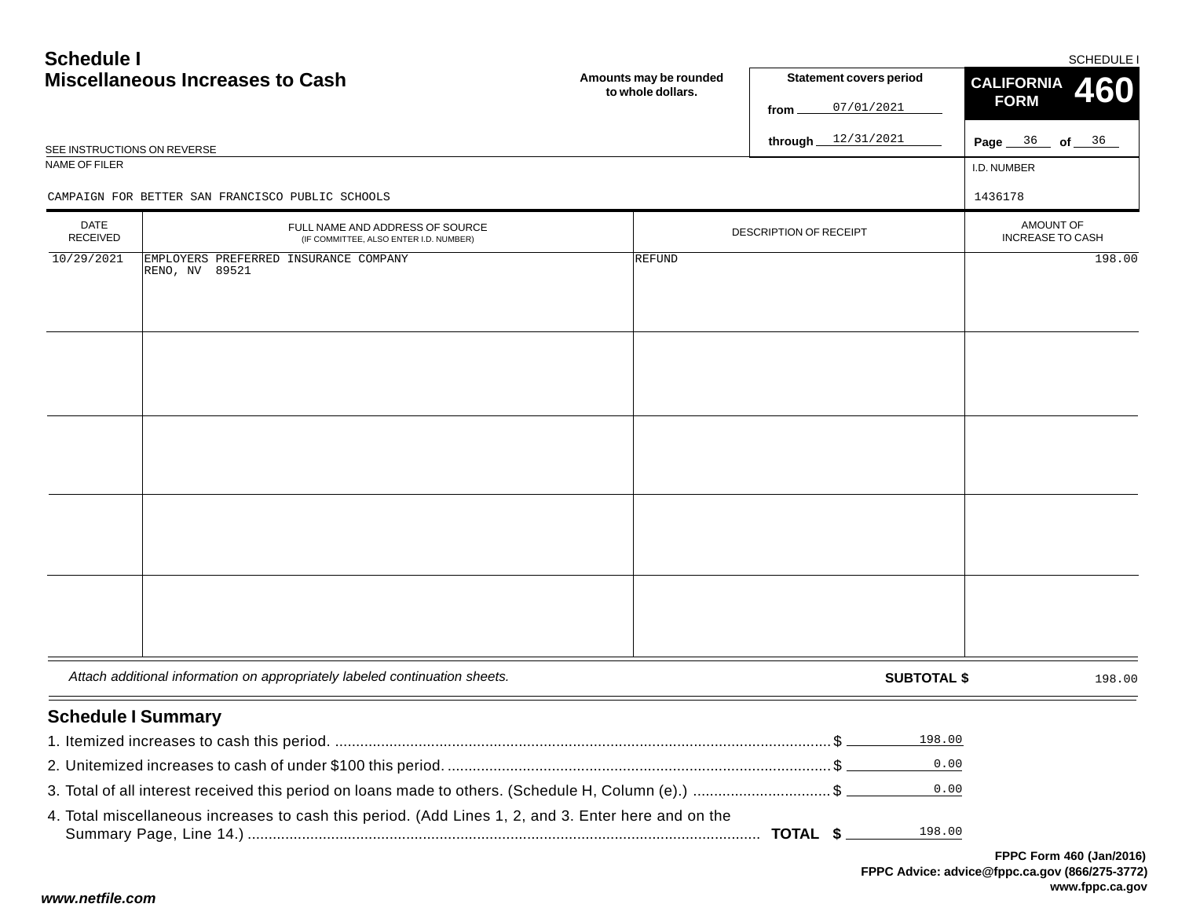# Schedule I
## Miscellaneous Increases to Cash

SCHEDULE I

Amounts may be rounded to whole dollars.

Statement covers period
from 07/01/2021
through 12/31/2021

**CALIFORNIA FORM 460**

SEE INSTRUCTIONS ON REVERSE

NAME OF FILER: CAMPAIGN FOR BETTER SAN FRANCISCO PUBLIC SCHOOLS

I.D. NUMBER: 1436178

| DATE RECEIVED | FULL NAME AND ADDRESS OF SOURCE (IF COMMITTEE, ALSO ENTER I.D. NUMBER) | DESCRIPTION OF RECEIPT | AMOUNT OF INCREASE TO CASH |
|---|---|---|---|
| 10/29/2021 | EMPLOYERS PREFERRED INSURANCE COMPANY<br>RENO, NV 89521 | REFUND | 198.00 |
| | | | |
| | | | |
| | | | |
| | | | |

*Attach additional information on appropriately labeled continuation sheets.*

**SUBTOTAL $** 198.00

## Schedule I Summary

1. Itemized increases to cash this period. .......... $ 198.00
2. Unitemized increases to cash of under $100 this period. .......... $ 0.00
3. Total of all interest received this period on loans made to others. (Schedule H, Column (e).) .......... $ 0.00
4. Total miscellaneous increases to cash this period. (Add Lines 1, 2, and 3. Enter here and on the Summary Page, Line 14.) .......... **TOTAL $** 198.00

**FPPC Form 460 (Jan/2016)**
**FPPC Advice: advice@fppc.ca.gov (866/275-3772)**
**www.fppc.ca.gov**

*www.netfile.com*